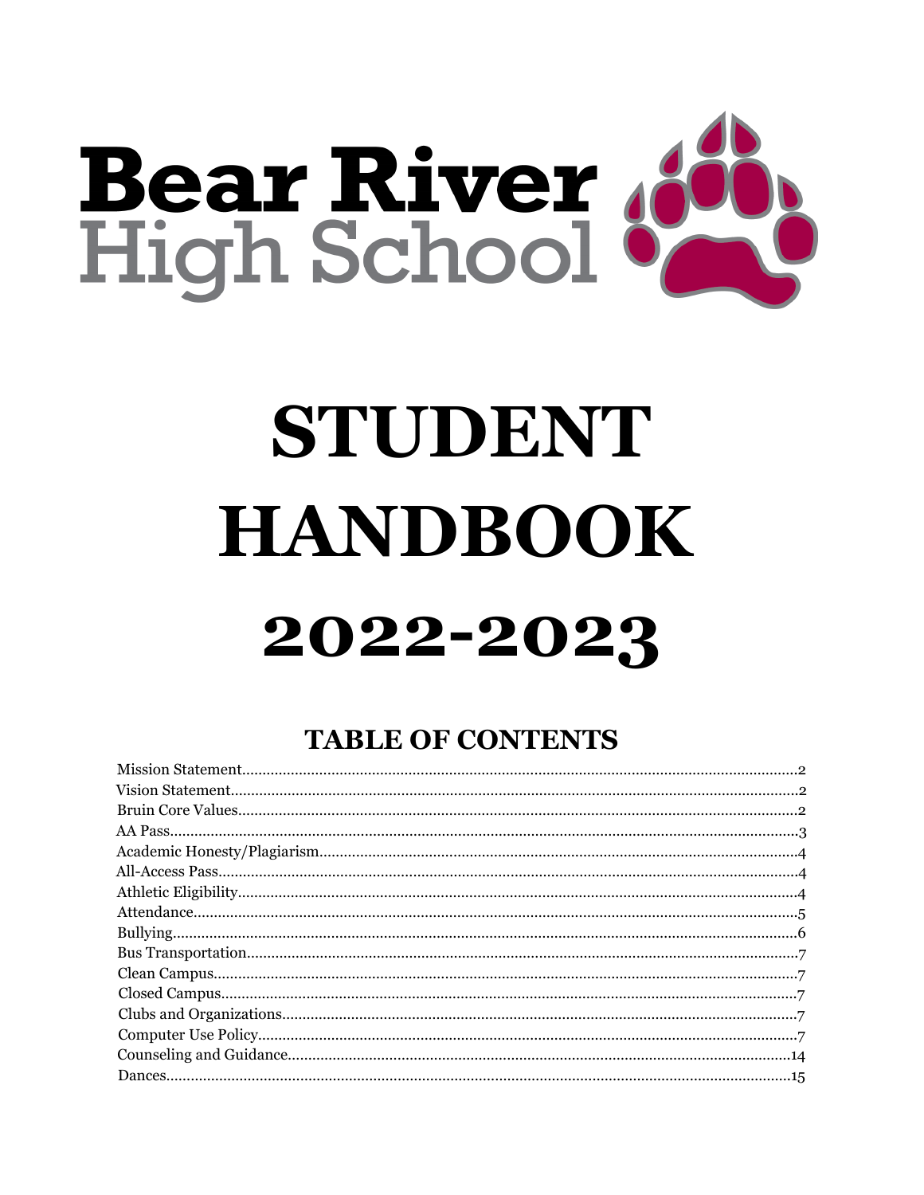# Bear River High School

# STUDENT HANDBOOK

# 2022-2023

## TABLE OF CONTENTS

Mission Statement....................................................................................................................2
Vision Statement.......................................................................................................................2
Bruin Core Values.....................................................................................................................2
AA Pass.....................................................................................................................................3
Academic Honesty/Plagiarism..................................................................................................4
All-Access Pass.........................................................................................................................4
Athletic Eligibility.....................................................................................................................4
Attendance................................................................................................................................5
Bullying.....................................................................................................................................6
Bus Transportation....................................................................................................................7
Clean Campus...........................................................................................................................7
Closed Campus.........................................................................................................................7
Clubs and Organizations...........................................................................................................7
Computer Use Policy.................................................................................................................7
Counseling and Guidance........................................................................................................14
Dances.....................................................................................................................................15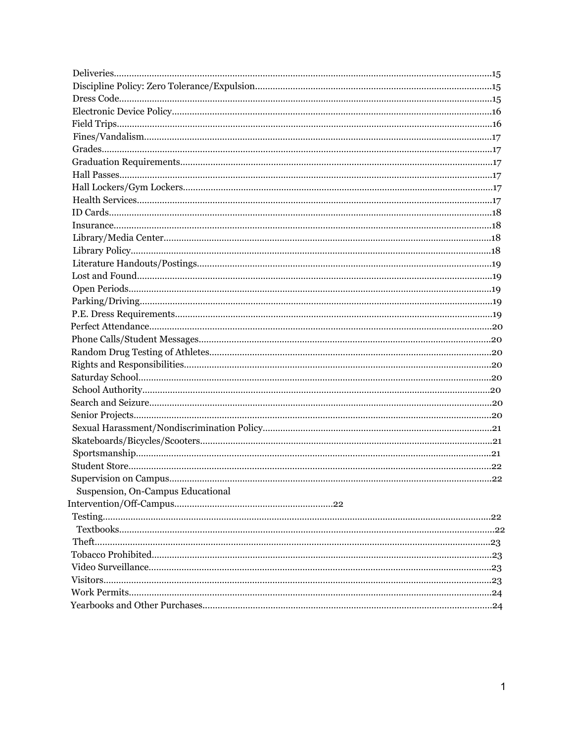Deliveries....................................................................................................................................15
Discipline Policy: Zero Tolerance/Expulsion.............................................................................15
Dress Code.................................................................................................................................15
Electronic Device Policy.............................................................................................................16
Field Trips...................................................................................................................................16
Fines/Vandalism.........................................................................................................................17
Grades.........................................................................................................................................17
Graduation Requirements...........................................................................................................17
Hall Passes..................................................................................................................................17
Hall Lockers/Gym Lockers.........................................................................................................17
Health Services...........................................................................................................................17
ID Cards......................................................................................................................................18
Insurance.....................................................................................................................................18
Library/Media Center.................................................................................................................18
Library Policy.............................................................................................................................18
Literature Handouts/Postings.....................................................................................................19
Lost and Found...........................................................................................................................19
Open Periods...............................................................................................................................19
Parking/Driving...........................................................................................................................19
P.E. Dress Requirements.............................................................................................................19
Perfect Attendance......................................................................................................................20
Phone Calls/Student Messages...................................................................................................20
Random Drug Testing of Athletes..............................................................................................20
Rights and Responsibilities.........................................................................................................20
Saturday School..........................................................................................................................20
School Authority........................................................................................................................20
Search and Seizure......................................................................................................................20
Senior Projects............................................................................................................................20
Sexual Harassment/Nondiscrimination Policy...........................................................................21
Skateboards/Bicycles/Scooters...................................................................................................21
Sportsmanship............................................................................................................................21
Student Store..............................................................................................................................22
Supervision on Campus..............................................................................................................22
Suspension, On-Campus Educational Intervention/Off-Campus..............................................................22
Testing.........................................................................................................................................22
Textbooks...................................................................................................................................22
Theft...........................................................................................................................................23
Tobacco Prohibited.....................................................................................................................23
Video Surveillance......................................................................................................................23
Visitors........................................................................................................................................23
Work Permits..............................................................................................................................24
Yearbooks and Other Purchases.................................................................................................24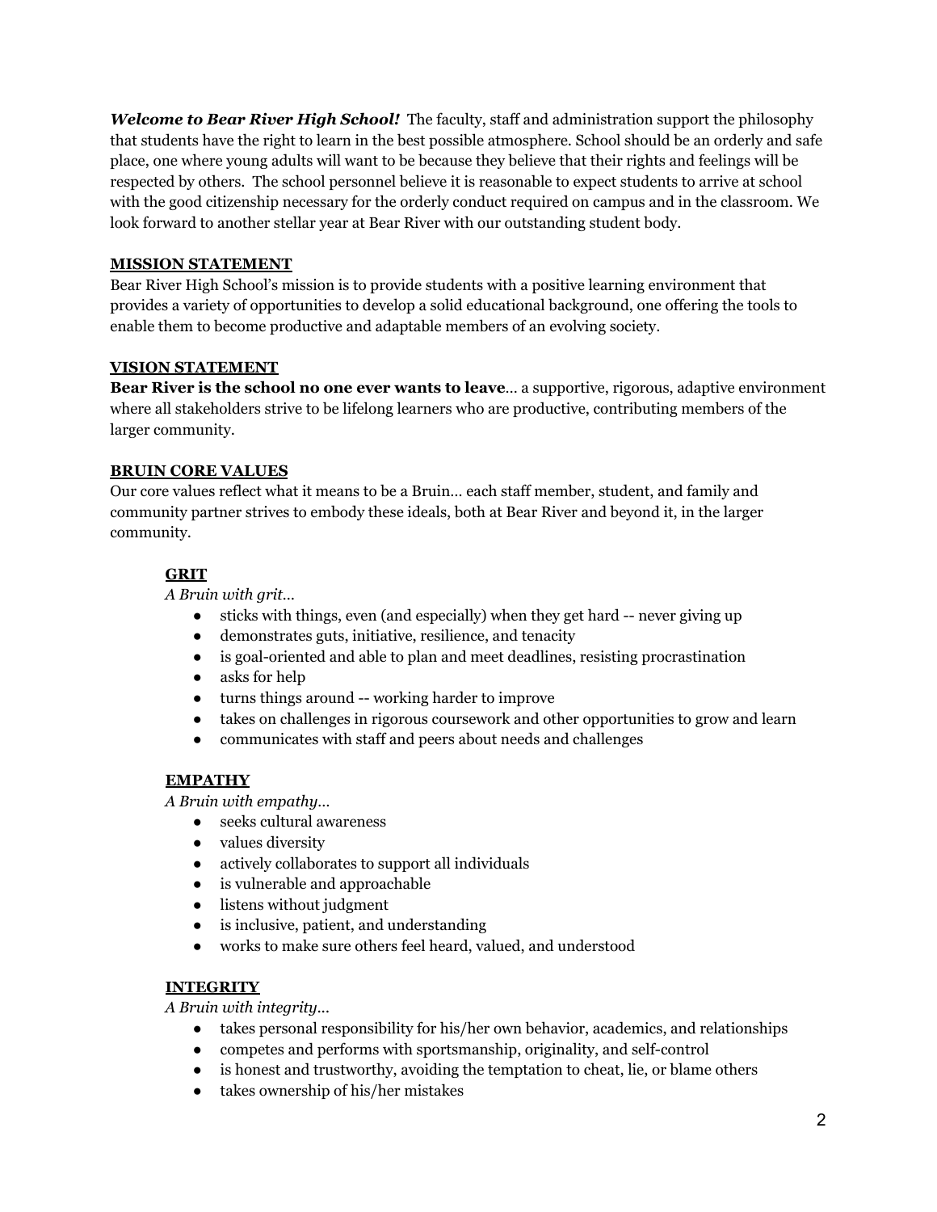***Welcome to Bear River High School!*** The faculty, staff and administration support the philosophy that students have the right to learn in the best possible atmosphere. School should be an orderly and safe place, one where young adults will want to be because they believe that their rights and feelings will be respected by others. The school personnel believe it is reasonable to expect students to arrive at school with the good citizenship necessary for the orderly conduct required on campus and in the classroom. We look forward to another stellar year at Bear River with our outstanding student body.

## MISSION STATEMENT

Bear River High School's mission is to provide students with a positive learning environment that provides a variety of opportunities to develop a solid educational background, one offering the tools to enable them to become productive and adaptable members of an evolving society.

## VISION STATEMENT

**Bear River is the school no one ever wants to leave**… a supportive, rigorous, adaptive environment where all stakeholders strive to be lifelong learners who are productive, contributing members of the larger community.

## BRUIN CORE VALUES

Our core values reflect what it means to be a Bruin… each staff member, student, and family and community partner strives to embody these ideals, both at Bear River and beyond it, in the larger community.

### GRIT

*A Bruin with grit…*

- sticks with things, even (and especially) when they get hard -- never giving up
- demonstrates guts, initiative, resilience, and tenacity
- is goal-oriented and able to plan and meet deadlines, resisting procrastination
- asks for help
- turns things around -- working harder to improve
- takes on challenges in rigorous coursework and other opportunities to grow and learn
- communicates with staff and peers about needs and challenges

### EMPATHY

*A Bruin with empathy…*

- seeks cultural awareness
- values diversity
- actively collaborates to support all individuals
- is vulnerable and approachable
- listens without judgment
- is inclusive, patient, and understanding
- works to make sure others feel heard, valued, and understood

### INTEGRITY

*A Bruin with integrity…*

- takes personal responsibility for his/her own behavior, academics, and relationships
- competes and performs with sportsmanship, originality, and self-control
- is honest and trustworthy, avoiding the temptation to cheat, lie, or blame others
- takes ownership of his/her mistakes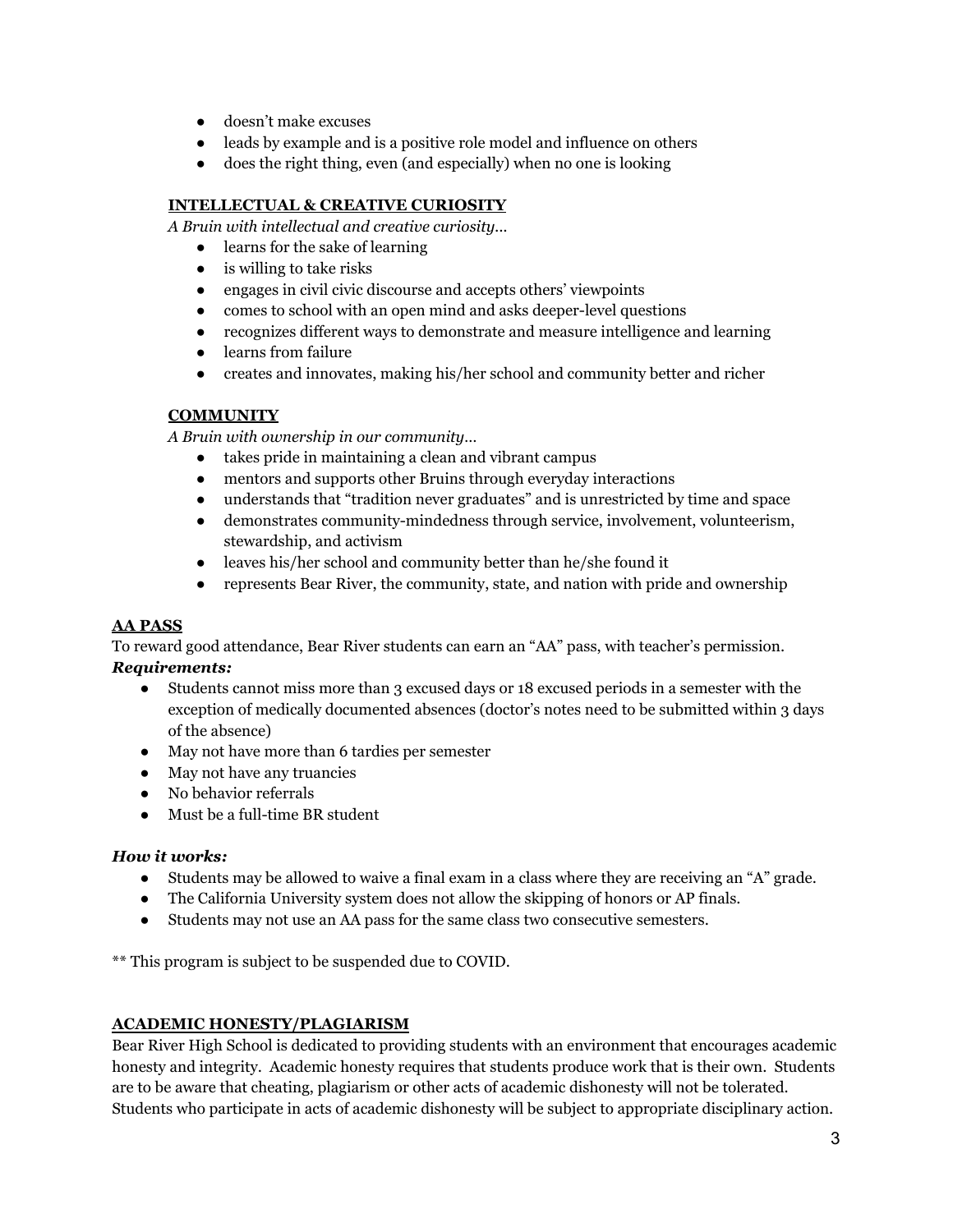- doesn't make excuses
- leads by example and is a positive role model and influence on others
- does the right thing, even (and especially) when no one is looking

### INTELLECTUAL & CREATIVE CURIOSITY

*A Bruin with intellectual and creative curiosity…*

- learns for the sake of learning
- is willing to take risks
- engages in civil civic discourse and accepts others' viewpoints
- comes to school with an open mind and asks deeper-level questions
- recognizes different ways to demonstrate and measure intelligence and learning
- learns from failure
- creates and innovates, making his/her school and community better and richer

### COMMUNITY

*A Bruin with ownership in our community…*

- takes pride in maintaining a clean and vibrant campus
- mentors and supports other Bruins through everyday interactions
- understands that "tradition never graduates" and is unrestricted by time and space
- demonstrates community-mindedness through service, involvement, volunteerism, stewardship, and activism
- leaves his/her school and community better than he/she found it
- represents Bear River, the community, state, and nation with pride and ownership

## AA PASS

To reward good attendance, Bear River students can earn an "AA" pass, with teacher's permission.

***Requirements:***

- Students cannot miss more than 3 excused days or 18 excused periods in a semester with the exception of medically documented absences (doctor's notes need to be submitted within 3 days of the absence)
- May not have more than 6 tardies per semester
- May not have any truancies
- No behavior referrals
- Must be a full-time BR student

***How it works:***

- Students may be allowed to waive a final exam in a class where they are receiving an "A" grade.
- The California University system does not allow the skipping of honors or AP finals.
- Students may not use an AA pass for the same class two consecutive semesters.

** This program is subject to be suspended due to COVID.

## ACADEMIC HONESTY/PLAGIARISM

Bear River High School is dedicated to providing students with an environment that encourages academic honesty and integrity. Academic honesty requires that students produce work that is their own. Students are to be aware that cheating, plagiarism or other acts of academic dishonesty will not be tolerated. Students who participate in acts of academic dishonesty will be subject to appropriate disciplinary action.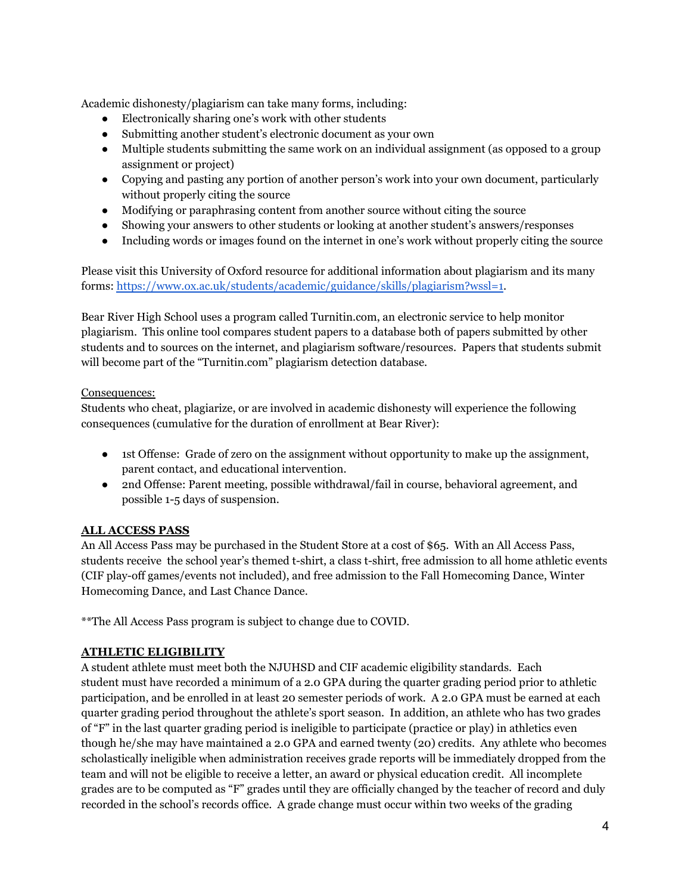Academic dishonesty/plagiarism can take many forms, including:

- Electronically sharing one's work with other students
- Submitting another student's electronic document as your own
- Multiple students submitting the same work on an individual assignment (as opposed to a group assignment or project)
- Copying and pasting any portion of another person's work into your own document, particularly without properly citing the source
- Modifying or paraphrasing content from another source without citing the source
- Showing your answers to other students or looking at another student's answers/responses
- Including words or images found on the internet in one's work without properly citing the source

Please visit this University of Oxford resource for additional information about plagiarism and its many forms: [https://www.ox.ac.uk/students/academic/guidance/skills/plagiarism?wssl=1](https://www.ox.ac.uk/students/academic/guidance/skills/plagiarism?wssl=1).

Bear River High School uses a program called Turnitin.com, an electronic service to help monitor plagiarism. This online tool compares student papers to a database both of papers submitted by other students and to sources on the internet, and plagiarism software/resources. Papers that students submit will become part of the "Turnitin.com" plagiarism detection database.

Consequences:

Students who cheat, plagiarize, or are involved in academic dishonesty will experience the following consequences (cumulative for the duration of enrollment at Bear River):

- 1st Offense: Grade of zero on the assignment without opportunity to make up the assignment, parent contact, and educational intervention.
- 2nd Offense: Parent meeting, possible withdrawal/fail in course, behavioral agreement, and possible 1-5 days of suspension.

## ALL ACCESS PASS

An All Access Pass may be purchased in the Student Store at a cost of $65. With an All Access Pass, students receive the school year's themed t-shirt, a class t-shirt, free admission to all home athletic events (CIF play-off games/events not included), and free admission to the Fall Homecoming Dance, Winter Homecoming Dance, and Last Chance Dance.

**The All Access Pass program is subject to change due to COVID.

## ATHLETIC ELIGIBILITY

A student athlete must meet both the NJUHSD and CIF academic eligibility standards. Each student must have recorded a minimum of a 2.0 GPA during the quarter grading period prior to athletic participation, and be enrolled in at least 20 semester periods of work. A 2.0 GPA must be earned at each quarter grading period throughout the athlete's sport season. In addition, an athlete who has two grades of "F" in the last quarter grading period is ineligible to participate (practice or play) in athletics even though he/she may have maintained a 2.0 GPA and earned twenty (20) credits. Any athlete who becomes scholastically ineligible when administration receives grade reports will be immediately dropped from the team and will not be eligible to receive a letter, an award or physical education credit. All incomplete grades are to be computed as "F" grades until they are officially changed by the teacher of record and duly recorded in the school's records office. A grade change must occur within two weeks of the grading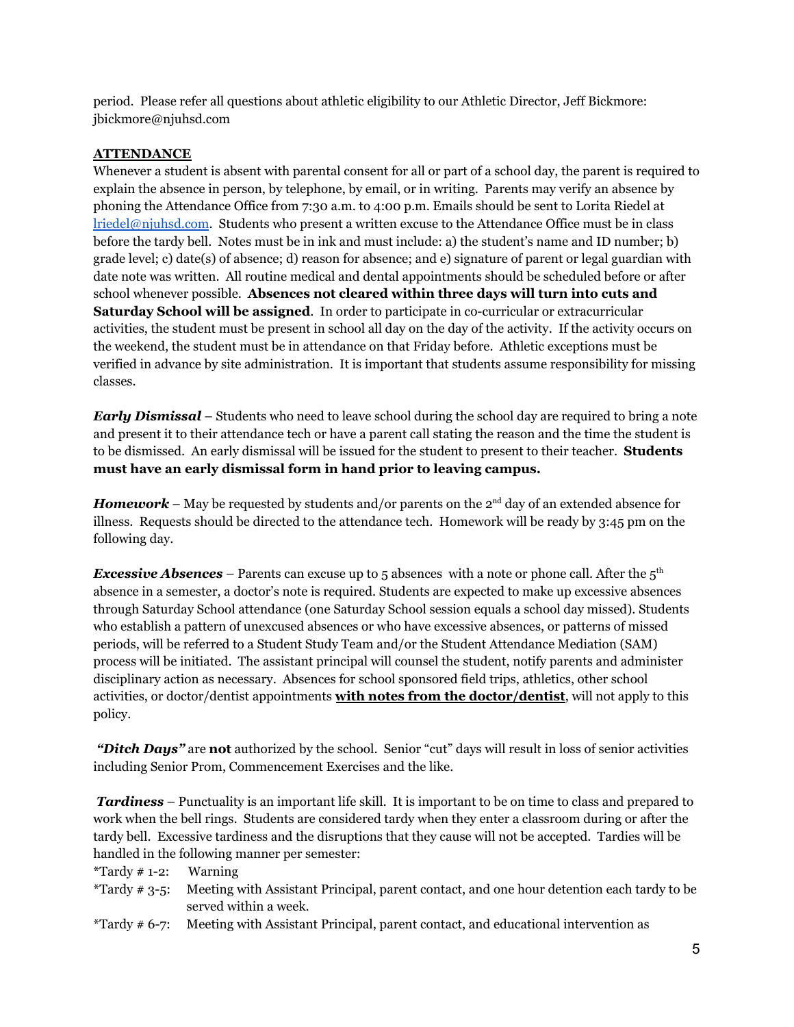period. Please refer all questions about athletic eligibility to our Athletic Director, Jeff Bickmore: jbickmore@njuhsd.com

## ATTENDANCE

Whenever a student is absent with parental consent for all or part of a school day, the parent is required to explain the absence in person, by telephone, by email, or in writing. Parents may verify an absence by phoning the Attendance Office from 7:30 a.m. to 4:00 p.m. Emails should be sent to Lorita Riedel at lriedel@njuhsd.com. Students who present a written excuse to the Attendance Office must be in class before the tardy bell. Notes must be in ink and must include: a) the student's name and ID number; b) grade level; c) date(s) of absence; d) reason for absence; and e) signature of parent or legal guardian with date note was written. All routine medical and dental appointments should be scheduled before or after school whenever possible. **Absences not cleared within three days will turn into cuts and Saturday School will be assigned**. In order to participate in co-curricular or extracurricular activities, the student must be present in school all day on the day of the activity. If the activity occurs on the weekend, the student must be in attendance on that Friday before. Athletic exceptions must be verified in advance by site administration. It is important that students assume responsibility for missing classes.

***Early Dismissal*** – Students who need to leave school during the school day are required to bring a note and present it to their attendance tech or have a parent call stating the reason and the time the student is to be dismissed. An early dismissal will be issued for the student to present to their teacher. **Students must have an early dismissal form in hand prior to leaving campus.**

***Homework*** – May be requested by students and/or parents on the 2nd day of an extended absence for illness. Requests should be directed to the attendance tech. Homework will be ready by 3:45 pm on the following day.

***Excessive Absences*** – Parents can excuse up to 5 absences with a note or phone call. After the 5th absence in a semester, a doctor's note is required. Students are expected to make up excessive absences through Saturday School attendance (one Saturday School session equals a school day missed). Students who establish a pattern of unexcused absences or who have excessive absences, or patterns of missed periods, will be referred to a Student Study Team and/or the Student Attendance Mediation (SAM) process will be initiated. The assistant principal will counsel the student, notify parents and administer disciplinary action as necessary. Absences for school sponsored field trips, athletics, other school activities, or doctor/dentist appointments **<u>with notes from the doctor/dentist</u>**, will not apply to this policy.

***"Ditch Days"*** are **not** authorized by the school. Senior "cut" days will result in loss of senior activities including Senior Prom, Commencement Exercises and the like.

***Tardiness*** – Punctuality is an important life skill. It is important to be on time to class and prepared to work when the bell rings. Students are considered tardy when they enter a classroom during or after the tardy bell. Excessive tardiness and the disruptions that they cause will not be accepted. Tardies will be handled in the following manner per semester:

*Tardy # 1-2: Warning

*Tardy # 3-5: Meeting with Assistant Principal, parent contact, and one hour detention each tardy to be served within a week.

*Tardy # 6-7: Meeting with Assistant Principal, parent contact, and educational intervention as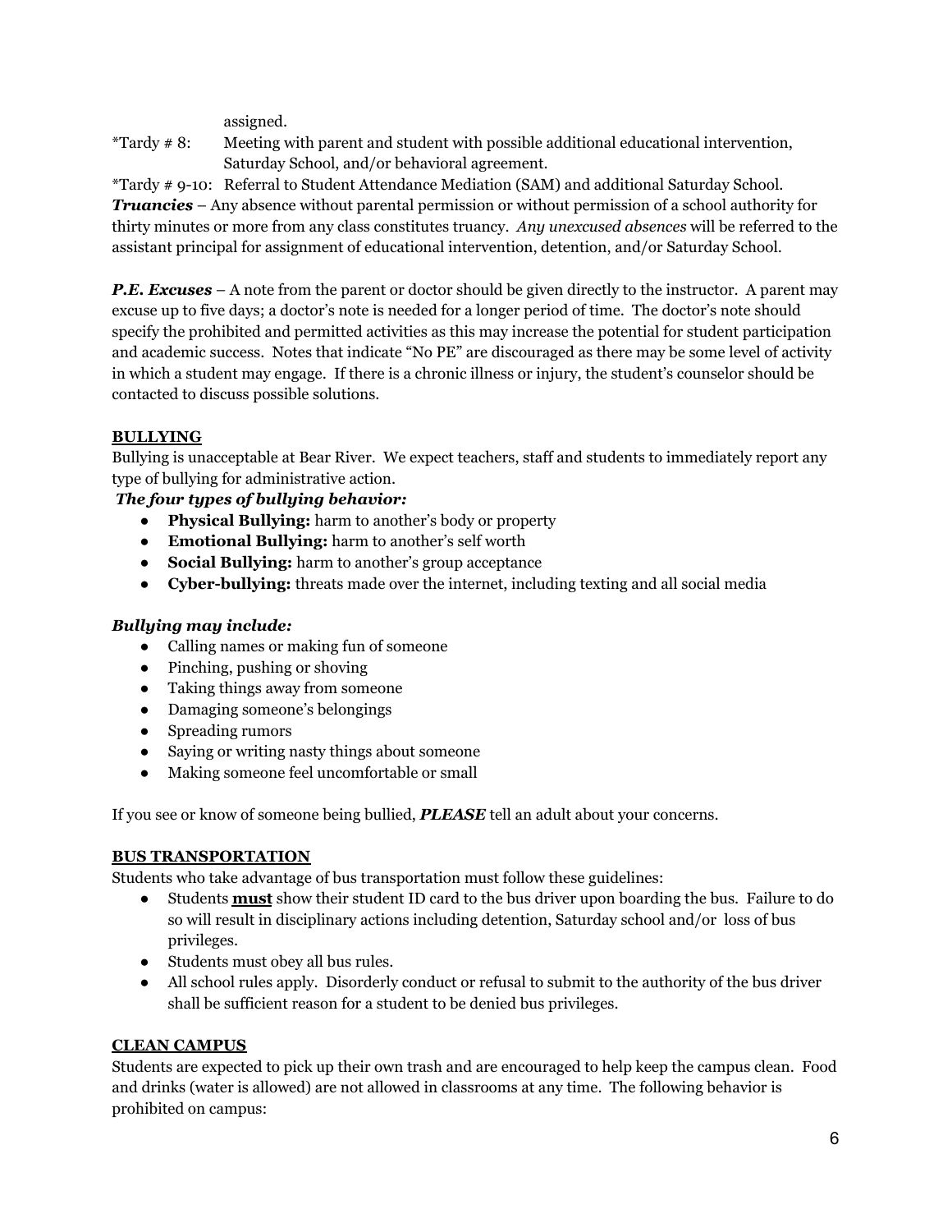assigned.

*Tardy # 8: Meeting with parent and student with possible additional educational intervention, Saturday School, and/or behavioral agreement.

*Tardy # 9-10: Referral to Student Attendance Mediation (SAM) and additional Saturday School.

***Truancies*** – Any absence without parental permission or without permission of a school authority for thirty minutes or more from any class constitutes truancy. *Any unexcused absences* will be referred to the assistant principal for assignment of educational intervention, detention, and/or Saturday School.

***P.E. Excuses*** – A note from the parent or doctor should be given directly to the instructor. A parent may excuse up to five days; a doctor's note is needed for a longer period of time. The doctor's note should specify the prohibited and permitted activities as this may increase the potential for student participation and academic success. Notes that indicate "No PE" are discouraged as there may be some level of activity in which a student may engage. If there is a chronic illness or injury, the student's counselor should be contacted to discuss possible solutions.

## BULLYING

Bullying is unacceptable at Bear River. We expect teachers, staff and students to immediately report any type of bullying for administrative action.

***The four types of bullying behavior:***

- **Physical Bullying:** harm to another's body or property
- **Emotional Bullying:** harm to another's self worth
- **Social Bullying:** harm to another's group acceptance
- **Cyber-bullying:** threats made over the internet, including texting and all social media

***Bullying may include:***

- Calling names or making fun of someone
- Pinching, pushing or shoving
- Taking things away from someone
- Damaging someone's belongings
- Spreading rumors
- Saying or writing nasty things about someone
- Making someone feel uncomfortable or small

If you see or know of someone being bullied, ***PLEASE*** tell an adult about your concerns.

## BUS TRANSPORTATION

Students who take advantage of bus transportation must follow these guidelines:

- Students **must** show their student ID card to the bus driver upon boarding the bus. Failure to do so will result in disciplinary actions including detention, Saturday school and/or loss of bus privileges.
- Students must obey all bus rules.
- All school rules apply. Disorderly conduct or refusal to submit to the authority of the bus driver shall be sufficient reason for a student to be denied bus privileges.

## CLEAN CAMPUS

Students are expected to pick up their own trash and are encouraged to help keep the campus clean. Food and drinks (water is allowed) are not allowed in classrooms at any time. The following behavior is prohibited on campus: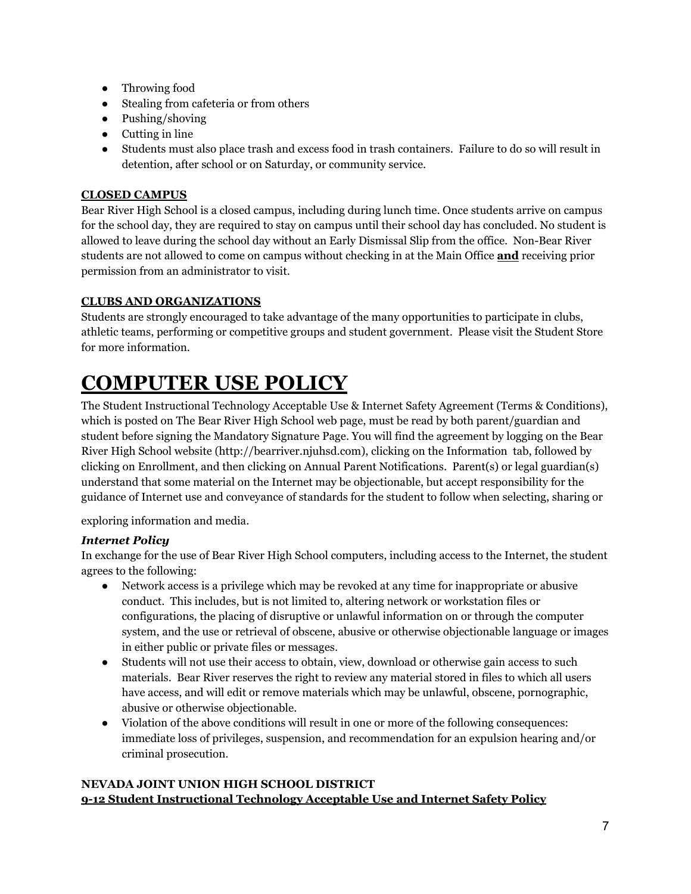- Throwing food
- Stealing from cafeteria or from others
- Pushing/shoving
- Cutting in line
- Students must also place trash and excess food in trash containers. Failure to do so will result in detention, after school or on Saturday, or community service.

**CLOSED CAMPUS**

Bear River High School is a closed campus, including during lunch time. Once students arrive on campus for the school day, they are required to stay on campus until their school day has concluded. No student is allowed to leave during the school day without an Early Dismissal Slip from the office. Non-Bear River students are not allowed to come on campus without checking in at the Main Office **and** receiving prior permission from an administrator to visit.

**CLUBS AND ORGANIZATIONS**

Students are strongly encouraged to take advantage of the many opportunities to participate in clubs, athletic teams, performing or competitive groups and student government. Please visit the Student Store for more information.

# COMPUTER USE POLICY

The Student Instructional Technology Acceptable Use & Internet Safety Agreement (Terms & Conditions), which is posted on The Bear River High School web page, must be read by both parent/guardian and student before signing the Mandatory Signature Page. You will find the agreement by logging on the Bear River High School website (http://bearriver.njuhsd.com), clicking on the Information tab, followed by clicking on Enrollment, and then clicking on Annual Parent Notifications. Parent(s) or legal guardian(s) understand that some material on the Internet may be objectionable, but accept responsibility for the guidance of Internet use and conveyance of standards for the student to follow when selecting, sharing or exploring information and media.

***Internet Policy***

In exchange for the use of Bear River High School computers, including access to the Internet, the student agrees to the following:

- Network access is a privilege which may be revoked at any time for inappropriate or abusive conduct. This includes, but is not limited to, altering network or workstation files or configurations, the placing of disruptive or unlawful information on or through the computer system, and the use or retrieval of obscene, abusive or otherwise objectionable language or images in either public or private files or messages.
- Students will not use their access to obtain, view, download or otherwise gain access to such materials. Bear River reserves the right to review any material stored in files to which all users have access, and will edit or remove materials which may be unlawful, obscene, pornographic, abusive or otherwise objectionable.
- Violation of the above conditions will result in one or more of the following consequences: immediate loss of privileges, suspension, and recommendation for an expulsion hearing and/or criminal prosecution.

**NEVADA JOINT UNION HIGH SCHOOL DISTRICT**
**9-12 Student Instructional Technology Acceptable Use and Internet Safety Policy**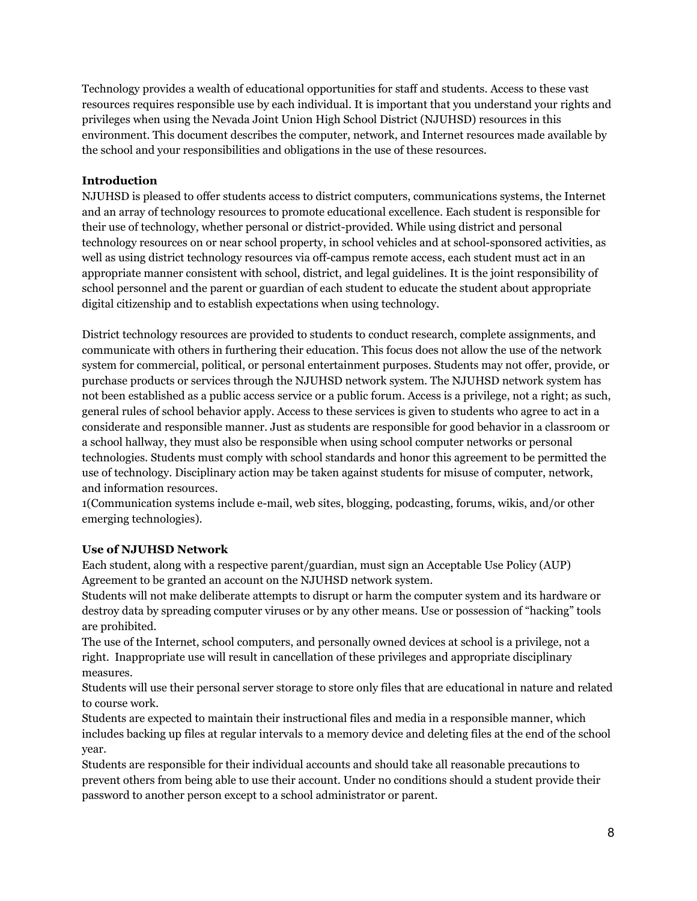Technology provides a wealth of educational opportunities for staff and students. Access to these vast resources requires responsible use by each individual. It is important that you understand your rights and privileges when using the Nevada Joint Union High School District (NJUHSD) resources in this environment. This document describes the computer, network, and Internet resources made available by the school and your responsibilities and obligations in the use of these resources.

**Introduction**

NJUHSD is pleased to offer students access to district computers, communications systems, the Internet and an array of technology resources to promote educational excellence. Each student is responsible for their use of technology, whether personal or district-provided. While using district and personal technology resources on or near school property, in school vehicles and at school-sponsored activities, as well as using district technology resources via off-campus remote access, each student must act in an appropriate manner consistent with school, district, and legal guidelines. It is the joint responsibility of school personnel and the parent or guardian of each student to educate the student about appropriate digital citizenship and to establish expectations when using technology.

District technology resources are provided to students to conduct research, complete assignments, and communicate with others in furthering their education. This focus does not allow the use of the network system for commercial, political, or personal entertainment purposes. Students may not offer, provide, or purchase products or services through the NJUHSD network system. The NJUHSD network system has not been established as a public access service or a public forum. Access is a privilege, not a right; as such, general rules of school behavior apply. Access to these services is given to students who agree to act in a considerate and responsible manner. Just as students are responsible for good behavior in a classroom or a school hallway, they must also be responsible when using school computer networks or personal technologies. Students must comply with school standards and honor this agreement to be permitted the use of technology. Disciplinary action may be taken against students for misuse of computer, network, and information resources.
1(Communication systems include e-mail, web sites, blogging, podcasting, forums, wikis, and/or other emerging technologies).

**Use of NJUHSD Network**

Each student, along with a respective parent/guardian, must sign an Acceptable Use Policy (AUP) Agreement to be granted an account on the NJUHSD network system.
Students will not make deliberate attempts to disrupt or harm the computer system and its hardware or destroy data by spreading computer viruses or by any other means. Use or possession of "hacking" tools are prohibited.
The use of the Internet, school computers, and personally owned devices at school is a privilege, not a right. Inappropriate use will result in cancellation of these privileges and appropriate disciplinary measures.
Students will use their personal server storage to store only files that are educational in nature and related to course work.
Students are expected to maintain their instructional files and media in a responsible manner, which includes backing up files at regular intervals to a memory device and deleting files at the end of the school year.
Students are responsible for their individual accounts and should take all reasonable precautions to prevent others from being able to use their account. Under no conditions should a student provide their password to another person except to a school administrator or parent.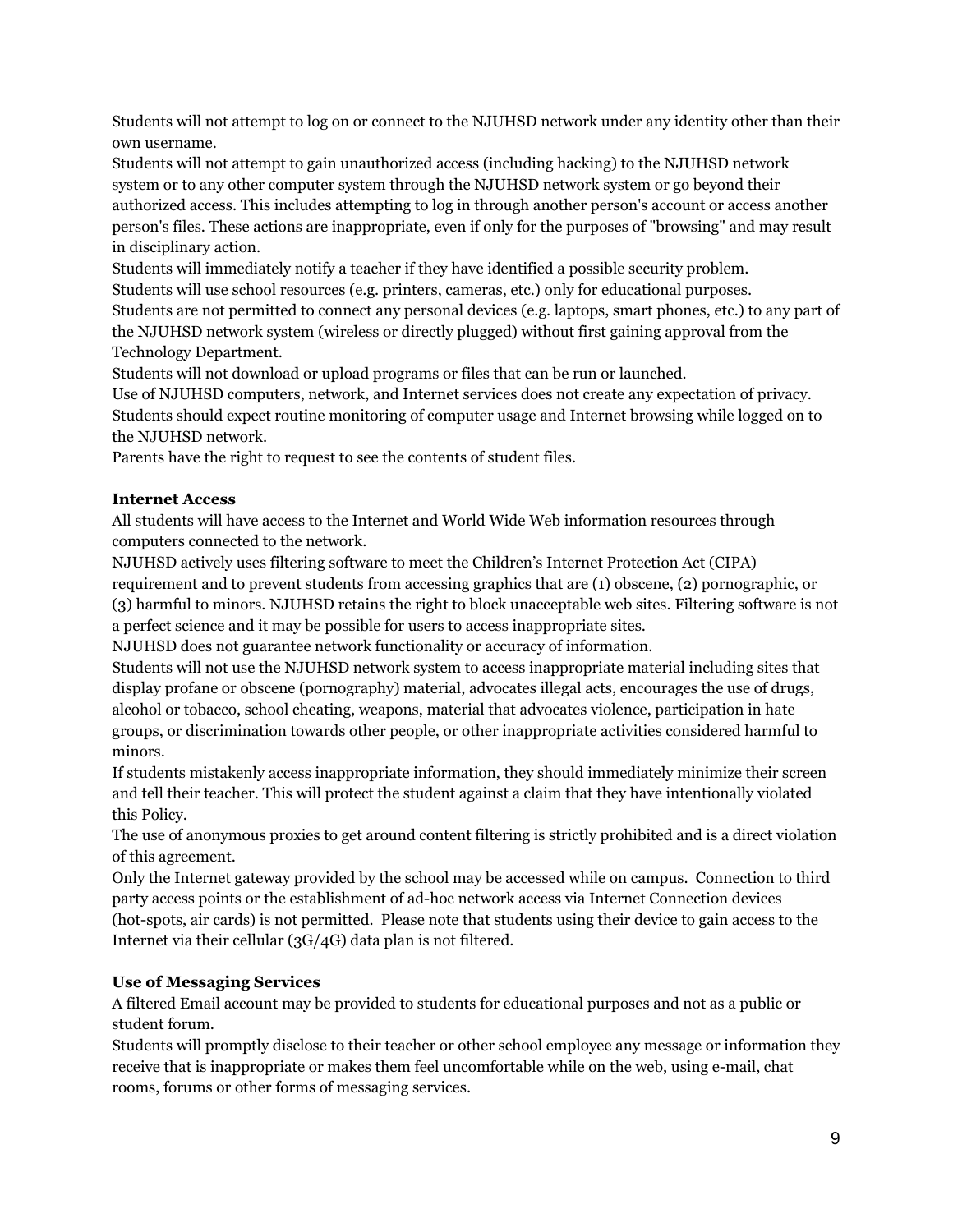Students will not attempt to log on or connect to the NJUHSD network under any identity other than their own username.

Students will not attempt to gain unauthorized access (including hacking) to the NJUHSD network system or to any other computer system through the NJUHSD network system or go beyond their authorized access. This includes attempting to log in through another person's account or access another person's files. These actions are inappropriate, even if only for the purposes of "browsing" and may result in disciplinary action.

Students will immediately notify a teacher if they have identified a possible security problem.

Students will use school resources (e.g. printers, cameras, etc.) only for educational purposes.

Students are not permitted to connect any personal devices (e.g. laptops, smart phones, etc.) to any part of the NJUHSD network system (wireless or directly plugged) without first gaining approval from the Technology Department.

Students will not download or upload programs or files that can be run or launched.

Use of NJUHSD computers, network, and Internet services does not create any expectation of privacy. Students should expect routine monitoring of computer usage and Internet browsing while logged on to the NJUHSD network.

Parents have the right to request to see the contents of student files.

**Internet Access**

All students will have access to the Internet and World Wide Web information resources through computers connected to the network.

NJUHSD actively uses filtering software to meet the Children's Internet Protection Act (CIPA) requirement and to prevent students from accessing graphics that are (1) obscene, (2) pornographic, or (3) harmful to minors. NJUHSD retains the right to block unacceptable web sites. Filtering software is not a perfect science and it may be possible for users to access inappropriate sites.

NJUHSD does not guarantee network functionality or accuracy of information.

Students will not use the NJUHSD network system to access inappropriate material including sites that display profane or obscene (pornography) material, advocates illegal acts, encourages the use of drugs, alcohol or tobacco, school cheating, weapons, material that advocates violence, participation in hate groups, or discrimination towards other people, or other inappropriate activities considered harmful to minors.

If students mistakenly access inappropriate information, they should immediately minimize their screen and tell their teacher. This will protect the student against a claim that they have intentionally violated this Policy.

The use of anonymous proxies to get around content filtering is strictly prohibited and is a direct violation of this agreement.

Only the Internet gateway provided by the school may be accessed while on campus. Connection to third party access points or the establishment of ad-hoc network access via Internet Connection devices (hot-spots, air cards) is not permitted. Please note that students using their device to gain access to the Internet via their cellular (3G/4G) data plan is not filtered.

**Use of Messaging Services**

A filtered Email account may be provided to students for educational purposes and not as a public or student forum.

Students will promptly disclose to their teacher or other school employee any message or information they receive that is inappropriate or makes them feel uncomfortable while on the web, using e-mail, chat rooms, forums or other forms of messaging services.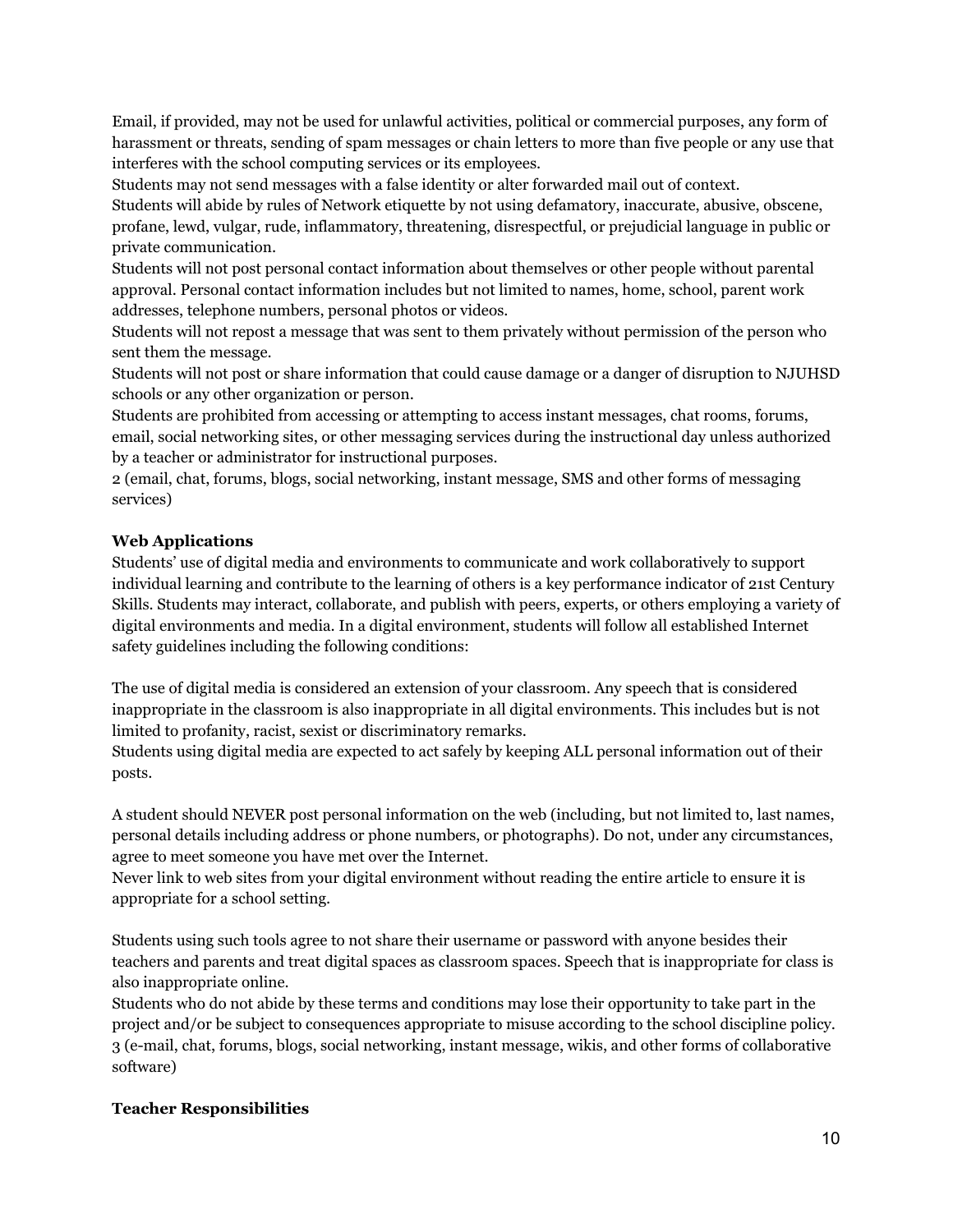Email, if provided, may not be used for unlawful activities, political or commercial purposes, any form of harassment or threats, sending of spam messages or chain letters to more than five people or any use that interferes with the school computing services or its employees.

Students may not send messages with a false identity or alter forwarded mail out of context.

Students will abide by rules of Network etiquette by not using defamatory, inaccurate, abusive, obscene, profane, lewd, vulgar, rude, inflammatory, threatening, disrespectful, or prejudicial language in public or private communication.

Students will not post personal contact information about themselves or other people without parental approval. Personal contact information includes but not limited to names, home, school, parent work addresses, telephone numbers, personal photos or videos.

Students will not repost a message that was sent to them privately without permission of the person who sent them the message.

Students will not post or share information that could cause damage or a danger of disruption to NJUHSD schools or any other organization or person.

Students are prohibited from accessing or attempting to access instant messages, chat rooms, forums, email, social networking sites, or other messaging services during the instructional day unless authorized by a teacher or administrator for instructional purposes.

2 (email, chat, forums, blogs, social networking, instant message, SMS and other forms of messaging services)

**Web Applications**

Students' use of digital media and environments to communicate and work collaboratively to support individual learning and contribute to the learning of others is a key performance indicator of 21st Century Skills. Students may interact, collaborate, and publish with peers, experts, or others employing a variety of digital environments and media. In a digital environment, students will follow all established Internet safety guidelines including the following conditions:

The use of digital media is considered an extension of your classroom. Any speech that is considered inappropriate in the classroom is also inappropriate in all digital environments. This includes but is not limited to profanity, racist, sexist or discriminatory remarks.

Students using digital media are expected to act safely by keeping ALL personal information out of their posts.

A student should NEVER post personal information on the web (including, but not limited to, last names, personal details including address or phone numbers, or photographs). Do not, under any circumstances, agree to meet someone you have met over the Internet.

Never link to web sites from your digital environment without reading the entire article to ensure it is appropriate for a school setting.

Students using such tools agree to not share their username or password with anyone besides their teachers and parents and treat digital spaces as classroom spaces. Speech that is inappropriate for class is also inappropriate online.

Students who do not abide by these terms and conditions may lose their opportunity to take part in the project and/or be subject to consequences appropriate to misuse according to the school discipline policy.

3 (e-mail, chat, forums, blogs, social networking, instant message, wikis, and other forms of collaborative software)

**Teacher Responsibilities**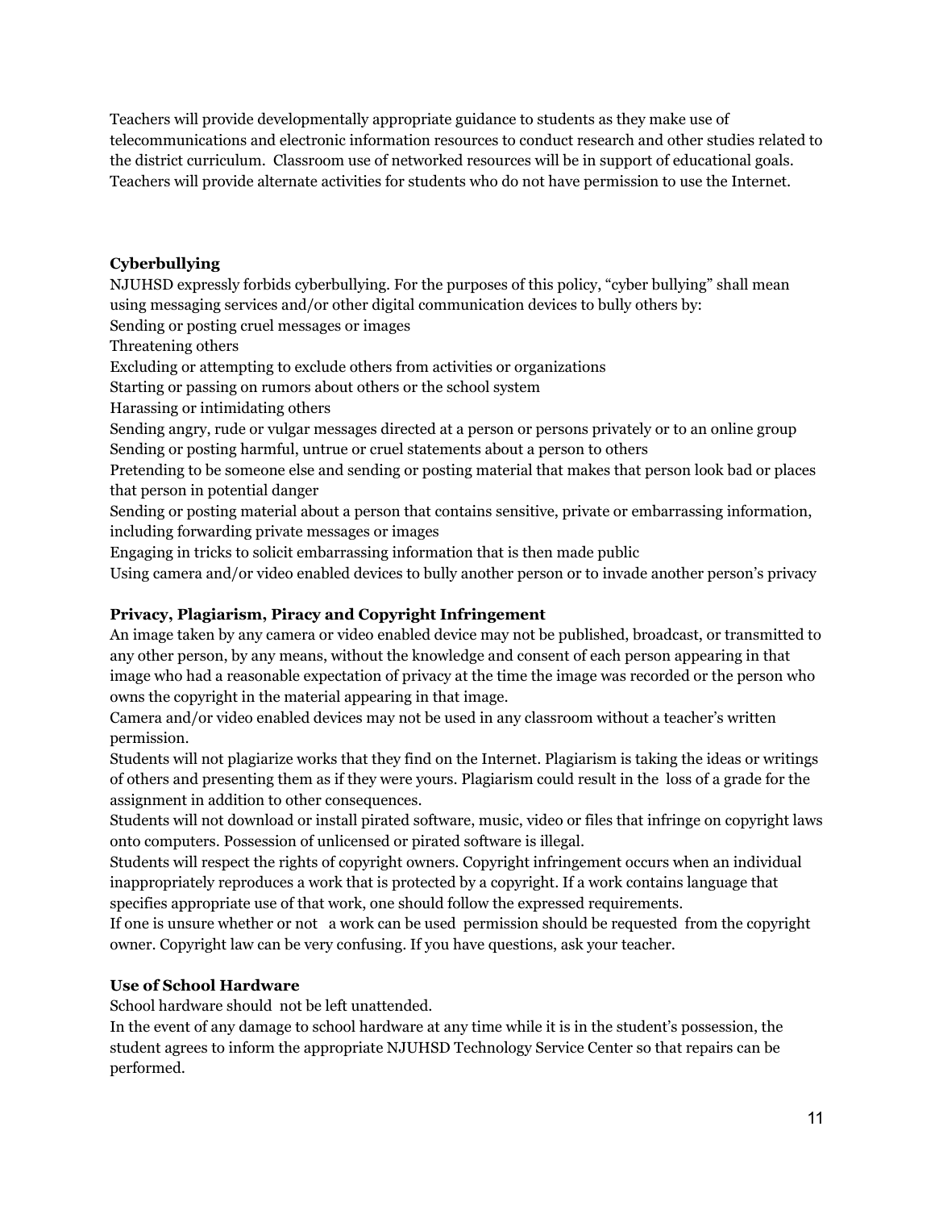Teachers will provide developmentally appropriate guidance to students as they make use of telecommunications and electronic information resources to conduct research and other studies related to the district curriculum. Classroom use of networked resources will be in support of educational goals. Teachers will provide alternate activities for students who do not have permission to use the Internet.

**Cyberbullying**

NJUHSD expressly forbids cyberbullying. For the purposes of this policy, "cyber bullying" shall mean using messaging services and/or other digital communication devices to bully others by:

Sending or posting cruel messages or images

Threatening others

Excluding or attempting to exclude others from activities or organizations

Starting or passing on rumors about others or the school system

Harassing or intimidating others

Sending angry, rude or vulgar messages directed at a person or persons privately or to an online group

Sending or posting harmful, untrue or cruel statements about a person to others

Pretending to be someone else and sending or posting material that makes that person look bad or places that person in potential danger

Sending or posting material about a person that contains sensitive, private or embarrassing information, including forwarding private messages or images

Engaging in tricks to solicit embarrassing information that is then made public

Using camera and/or video enabled devices to bully another person or to invade another person's privacy

**Privacy, Plagiarism, Piracy and Copyright Infringement**

An image taken by any camera or video enabled device may not be published, broadcast, or transmitted to any other person, by any means, without the knowledge and consent of each person appearing in that image who had a reasonable expectation of privacy at the time the image was recorded or the person who owns the copyright in the material appearing in that image.

Camera and/or video enabled devices may not be used in any classroom without a teacher's written permission.

Students will not plagiarize works that they find on the Internet. Plagiarism is taking the ideas or writings of others and presenting them as if they were yours. Plagiarism could result in the loss of a grade for the assignment in addition to other consequences.

Students will not download or install pirated software, music, video or files that infringe on copyright laws onto computers. Possession of unlicensed or pirated software is illegal.

Students will respect the rights of copyright owners. Copyright infringement occurs when an individual inappropriately reproduces a work that is protected by a copyright. If a work contains language that specifies appropriate use of that work, one should follow the expressed requirements.

If one is unsure whether or not a work can be used permission should be requested from the copyright owner. Copyright law can be very confusing. If you have questions, ask your teacher.

**Use of School Hardware**

School hardware should not be left unattended.

In the event of any damage to school hardware at any time while it is in the student's possession, the student agrees to inform the appropriate NJUHSD Technology Service Center so that repairs can be performed.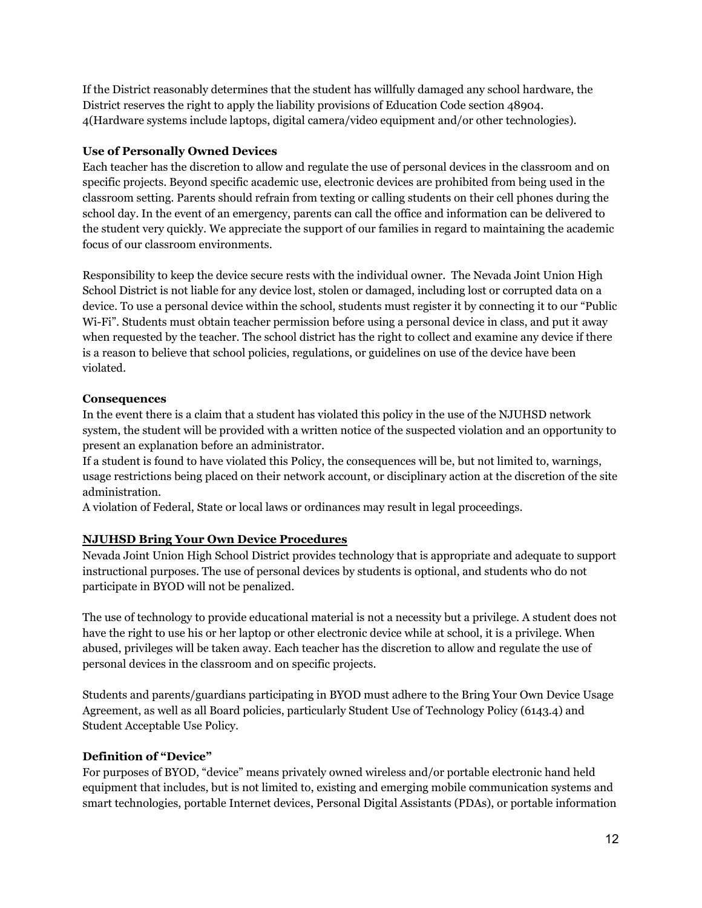If the District reasonably determines that the student has willfully damaged any school hardware, the District reserves the right to apply the liability provisions of Education Code section 48904. 4(Hardware systems include laptops, digital camera/video equipment and/or other technologies).

**Use of Personally Owned Devices**

Each teacher has the discretion to allow and regulate the use of personal devices in the classroom and on specific projects. Beyond specific academic use, electronic devices are prohibited from being used in the classroom setting. Parents should refrain from texting or calling students on their cell phones during the school day. In the event of an emergency, parents can call the office and information can be delivered to the student very quickly. We appreciate the support of our families in regard to maintaining the academic focus of our classroom environments.

Responsibility to keep the device secure rests with the individual owner. The Nevada Joint Union High School District is not liable for any device lost, stolen or damaged, including lost or corrupted data on a device. To use a personal device within the school, students must register it by connecting it to our "Public Wi-Fi". Students must obtain teacher permission before using a personal device in class, and put it away when requested by the teacher. The school district has the right to collect and examine any device if there is a reason to believe that school policies, regulations, or guidelines on use of the device have been violated.

**Consequences**

In the event there is a claim that a student has violated this policy in the use of the NJUHSD network system, the student will be provided with a written notice of the suspected violation and an opportunity to present an explanation before an administrator.

If a student is found to have violated this Policy, the consequences will be, but not limited to, warnings, usage restrictions being placed on their network account, or disciplinary action at the discretion of the site administration.

A violation of Federal, State or local laws or ordinances may result in legal proceedings.

**NJUHSD Bring Your Own Device Procedures**

Nevada Joint Union High School District provides technology that is appropriate and adequate to support instructional purposes. The use of personal devices by students is optional, and students who do not participate in BYOD will not be penalized.

The use of technology to provide educational material is not a necessity but a privilege. A student does not have the right to use his or her laptop or other electronic device while at school, it is a privilege. When abused, privileges will be taken away. Each teacher has the discretion to allow and regulate the use of personal devices in the classroom and on specific projects.

Students and parents/guardians participating in BYOD must adhere to the Bring Your Own Device Usage Agreement, as well as all Board policies, particularly Student Use of Technology Policy (6143.4) and Student Acceptable Use Policy.

**Definition of "Device"**

For purposes of BYOD, "device" means privately owned wireless and/or portable electronic hand held equipment that includes, but is not limited to, existing and emerging mobile communication systems and smart technologies, portable Internet devices, Personal Digital Assistants (PDAs), or portable information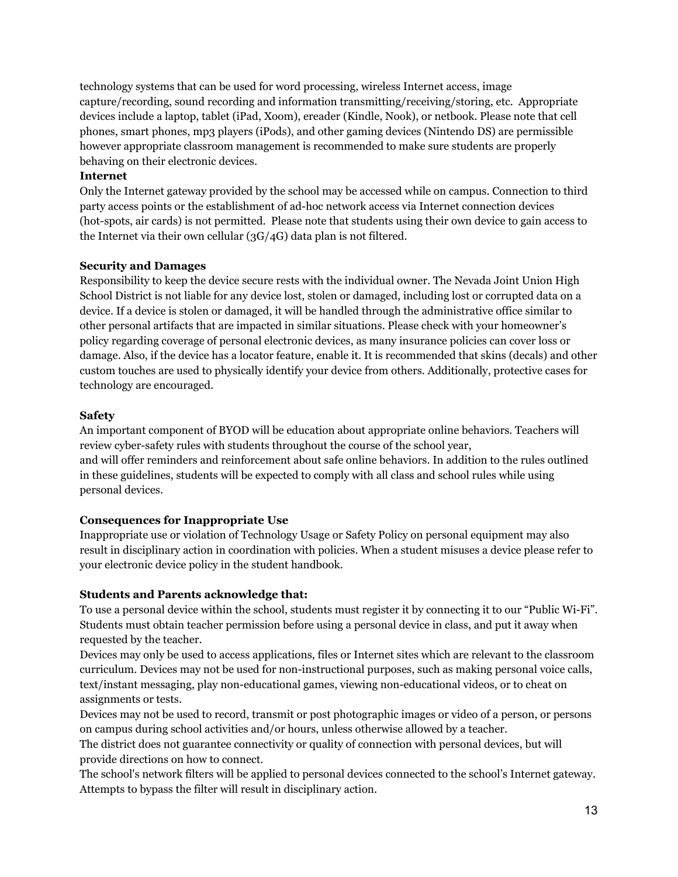technology systems that can be used for word processing, wireless Internet access, image capture/recording, sound recording and information transmitting/receiving/storing, etc. Appropriate devices include a laptop, tablet (iPad, Xoom), ereader (Kindle, Nook), or netbook. Please note that cell phones, smart phones, mp3 players (iPods), and other gaming devices (Nintendo DS) are permissible however appropriate classroom management is recommended to make sure students are properly behaving on their electronic devices.

**Internet**

Only the Internet gateway provided by the school may be accessed while on campus. Connection to third party access points or the establishment of ad-hoc network access via Internet connection devices (hot-spots, air cards) is not permitted. Please note that students using their own device to gain access to the Internet via their own cellular (3G/4G) data plan is not filtered.

**Security and Damages**

Responsibility to keep the device secure rests with the individual owner. The Nevada Joint Union High School District is not liable for any device lost, stolen or damaged, including lost or corrupted data on a device. If a device is stolen or damaged, it will be handled through the administrative office similar to other personal artifacts that are impacted in similar situations. Please check with your homeowner's policy regarding coverage of personal electronic devices, as many insurance policies can cover loss or damage. Also, if the device has a locator feature, enable it. It is recommended that skins (decals) and other custom touches are used to physically identify your device from others. Additionally, protective cases for technology are encouraged.

**Safety**

An important component of BYOD will be education about appropriate online behaviors. Teachers will review cyber-safety rules with students throughout the course of the school year, and will offer reminders and reinforcement about safe online behaviors. In addition to the rules outlined in these guidelines, students will be expected to comply with all class and school rules while using personal devices.

**Consequences for Inappropriate Use**

Inappropriate use or violation of Technology Usage or Safety Policy on personal equipment may also result in disciplinary action in coordination with policies. When a student misuses a device please refer to your electronic device policy in the student handbook.

**Students and Parents acknowledge that:**

To use a personal device within the school, students must register it by connecting it to our "Public Wi-Fi". Students must obtain teacher permission before using a personal device in class, and put it away when requested by the teacher.

Devices may only be used to access applications, files or Internet sites which are relevant to the classroom curriculum. Devices may not be used for non-instructional purposes, such as making personal voice calls, text/instant messaging, play non-educational games, viewing non-educational videos, or to cheat on assignments or tests.

Devices may not be used to record, transmit or post photographic images or video of a person, or persons on campus during school activities and/or hours, unless otherwise allowed by a teacher.

The district does not guarantee connectivity or quality of connection with personal devices, but will provide directions on how to connect.

The school's network filters will be applied to personal devices connected to the school's Internet gateway. Attempts to bypass the filter will result in disciplinary action.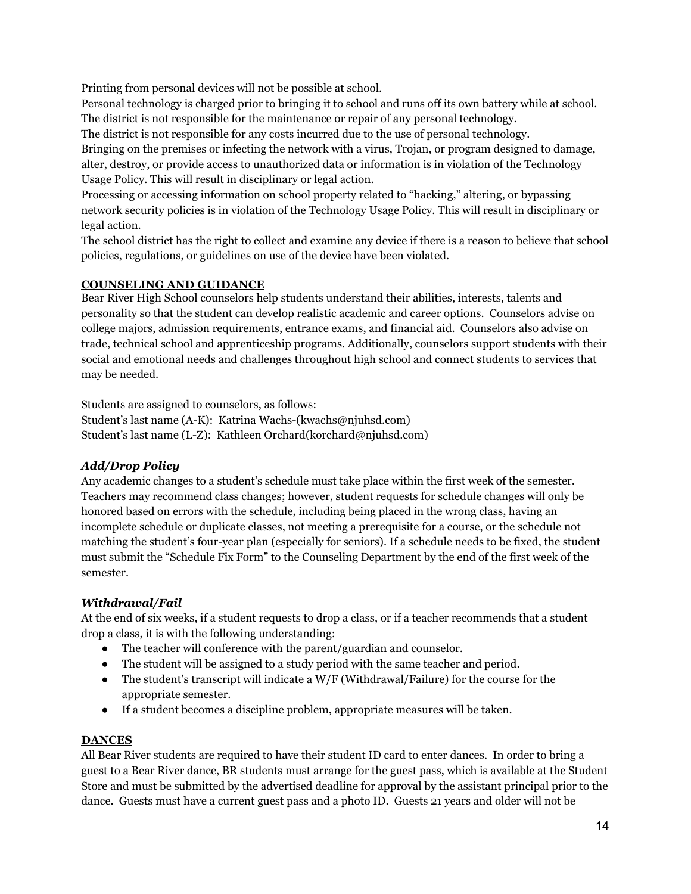Printing from personal devices will not be possible at school.

Personal technology is charged prior to bringing it to school and runs off its own battery while at school.

The district is not responsible for the maintenance or repair of any personal technology.

The district is not responsible for any costs incurred due to the use of personal technology.

Bringing on the premises or infecting the network with a virus, Trojan, or program designed to damage, alter, destroy, or provide access to unauthorized data or information is in violation of the Technology Usage Policy. This will result in disciplinary or legal action.

Processing or accessing information on school property related to "hacking," altering, or bypassing network security policies is in violation of the Technology Usage Policy. This will result in disciplinary or legal action.

The school district has the right to collect and examine any device if there is a reason to believe that school policies, regulations, or guidelines on use of the device have been violated.

## COUNSELING AND GUIDANCE

Bear River High School counselors help students understand their abilities, interests, talents and personality so that the student can develop realistic academic and career options. Counselors advise on college majors, admission requirements, entrance exams, and financial aid. Counselors also advise on trade, technical school and apprenticeship programs. Additionally, counselors support students with their social and emotional needs and challenges throughout high school and connect students to services that may be needed.

Students are assigned to counselors, as follows:

Student's last name (A-K): Katrina Wachs-(kwachs@njuhsd.com)

Student's last name (L-Z): Kathleen Orchard(korchard@njuhsd.com)

### *Add/Drop Policy*

Any academic changes to a student's schedule must take place within the first week of the semester. Teachers may recommend class changes; however, student requests for schedule changes will only be honored based on errors with the schedule, including being placed in the wrong class, having an incomplete schedule or duplicate classes, not meeting a prerequisite for a course, or the schedule not matching the student's four-year plan (especially for seniors). If a schedule needs to be fixed, the student must submit the "Schedule Fix Form" to the Counseling Department by the end of the first week of the semester.

### *Withdrawal/Fail*

At the end of six weeks, if a student requests to drop a class, or if a teacher recommends that a student drop a class, it is with the following understanding:

- The teacher will conference with the parent/guardian and counselor.
- The student will be assigned to a study period with the same teacher and period.
- The student's transcript will indicate a W/F (Withdrawal/Failure) for the course for the appropriate semester.
- If a student becomes a discipline problem, appropriate measures will be taken.

## DANCES

All Bear River students are required to have their student ID card to enter dances. In order to bring a guest to a Bear River dance, BR students must arrange for the guest pass, which is available at the Student Store and must be submitted by the advertised deadline for approval by the assistant principal prior to the dance. Guests must have a current guest pass and a photo ID. Guests 21 years and older will not be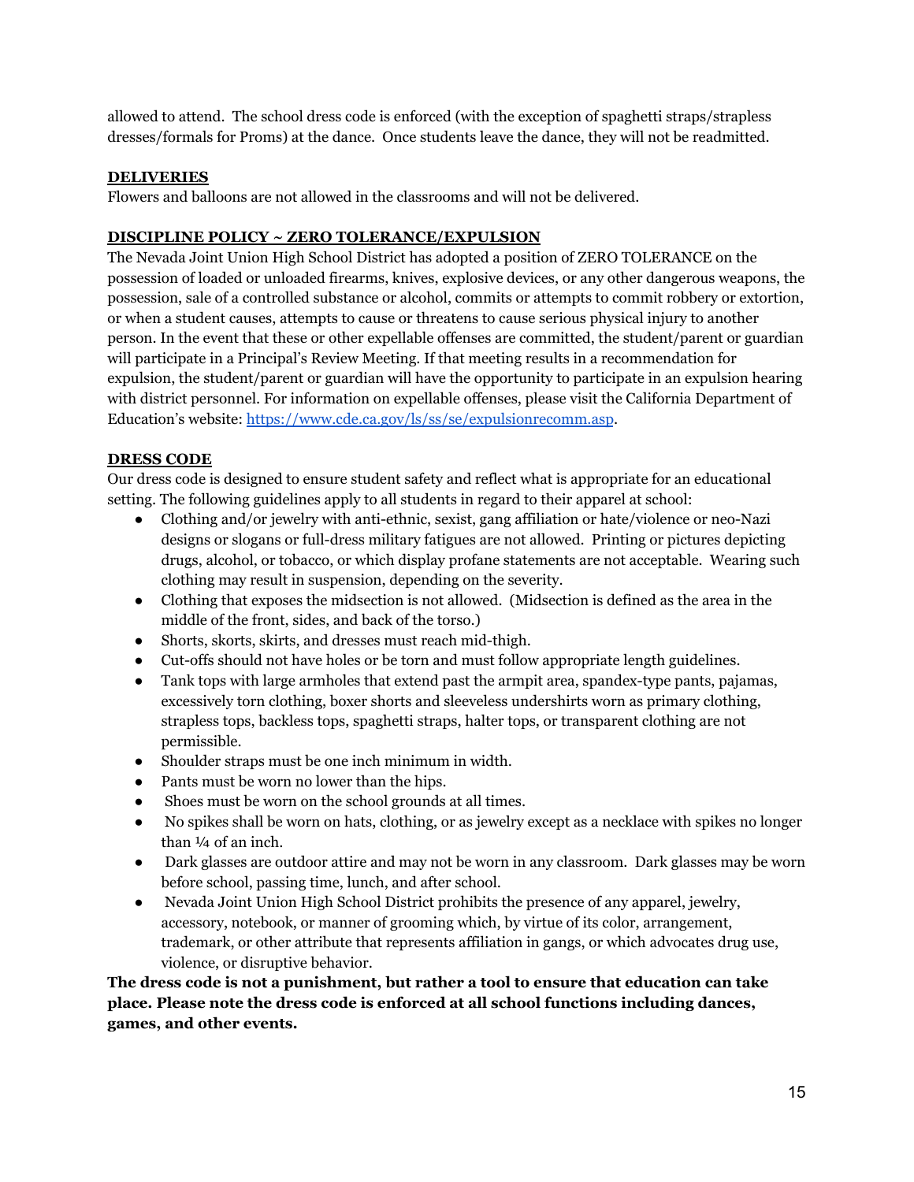allowed to attend. The school dress code is enforced (with the exception of spaghetti straps/strapless dresses/formals for Proms) at the dance. Once students leave the dance, they will not be readmitted.

## DELIVERIES

Flowers and balloons are not allowed in the classrooms and will not be delivered.

## DISCIPLINE POLICY ~ ZERO TOLERANCE/EXPULSION

The Nevada Joint Union High School District has adopted a position of ZERO TOLERANCE on the possession of loaded or unloaded firearms, knives, explosive devices, or any other dangerous weapons, the possession, sale of a controlled substance or alcohol, commits or attempts to commit robbery or extortion, or when a student causes, attempts to cause or threatens to cause serious physical injury to another person. In the event that these or other expellable offenses are committed, the student/parent or guardian will participate in a Principal's Review Meeting. If that meeting results in a recommendation for expulsion, the student/parent or guardian will have the opportunity to participate in an expulsion hearing with district personnel. For information on expellable offenses, please visit the California Department of Education's website: https://www.cde.ca.gov/ls/ss/se/expulsionrecomm.asp.

## DRESS CODE

Our dress code is designed to ensure student safety and reflect what is appropriate for an educational setting. The following guidelines apply to all students in regard to their apparel at school:

- Clothing and/or jewelry with anti-ethnic, sexist, gang affiliation or hate/violence or neo-Nazi designs or slogans or full-dress military fatigues are not allowed. Printing or pictures depicting drugs, alcohol, or tobacco, or which display profane statements are not acceptable. Wearing such clothing may result in suspension, depending on the severity.
- Clothing that exposes the midsection is not allowed. (Midsection is defined as the area in the middle of the front, sides, and back of the torso.)
- Shorts, skorts, skirts, and dresses must reach mid-thigh.
- Cut-offs should not have holes or be torn and must follow appropriate length guidelines.
- Tank tops with large armholes that extend past the armpit area, spandex-type pants, pajamas, excessively torn clothing, boxer shorts and sleeveless undershirts worn as primary clothing, strapless tops, backless tops, spaghetti straps, halter tops, or transparent clothing are not permissible.
- Shoulder straps must be one inch minimum in width.
- Pants must be worn no lower than the hips.
- Shoes must be worn on the school grounds at all times.
- No spikes shall be worn on hats, clothing, or as jewelry except as a necklace with spikes no longer than ¼ of an inch.
- Dark glasses are outdoor attire and may not be worn in any classroom. Dark glasses may be worn before school, passing time, lunch, and after school.
- Nevada Joint Union High School District prohibits the presence of any apparel, jewelry, accessory, notebook, or manner of grooming which, by virtue of its color, arrangement, trademark, or other attribute that represents affiliation in gangs, or which advocates drug use, violence, or disruptive behavior.

**The dress code is not a punishment, but rather a tool to ensure that education can take place. Please note the dress code is enforced at all school functions including dances, games, and other events.**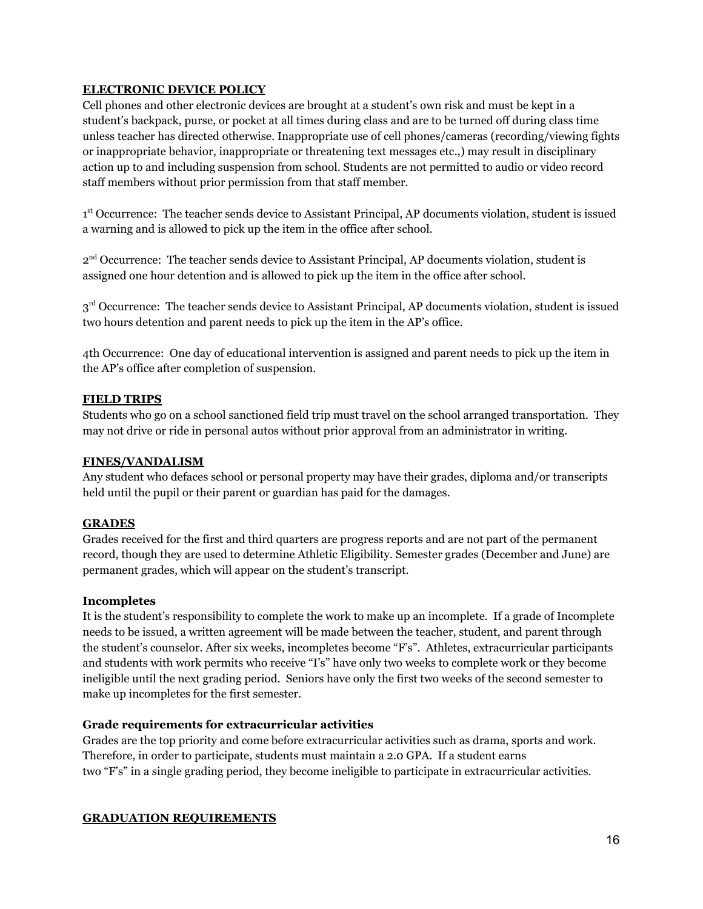**ELECTRONIC DEVICE POLICY**

Cell phones and other electronic devices are brought at a student's own risk and must be kept in a student's backpack, purse, or pocket at all times during class and are to be turned off during class time unless teacher has directed otherwise. Inappropriate use of cell phones/cameras (recording/viewing fights or inappropriate behavior, inappropriate or threatening text messages etc.,) may result in disciplinary action up to and including suspension from school. Students are not permitted to audio or video record staff members without prior permission from that staff member.

1st Occurrence: The teacher sends device to Assistant Principal, AP documents violation, student is issued a warning and is allowed to pick up the item in the office after school.

2nd Occurrence: The teacher sends device to Assistant Principal, AP documents violation, student is assigned one hour detention and is allowed to pick up the item in the office after school.

3rd Occurrence: The teacher sends device to Assistant Principal, AP documents violation, student is issued two hours detention and parent needs to pick up the item in the AP's office.

4th Occurrence: One day of educational intervention is assigned and parent needs to pick up the item in the AP's office after completion of suspension.

**FIELD TRIPS**

Students who go on a school sanctioned field trip must travel on the school arranged transportation. They may not drive or ride in personal autos without prior approval from an administrator in writing.

**FINES/VANDALISM**

Any student who defaces school or personal property may have their grades, diploma and/or transcripts held until the pupil or their parent or guardian has paid for the damages.

**GRADES**

Grades received for the first and third quarters are progress reports and are not part of the permanent record, though they are used to determine Athletic Eligibility. Semester grades (December and June) are permanent grades, which will appear on the student's transcript.

**Incompletes**

It is the student's responsibility to complete the work to make up an incomplete. If a grade of Incomplete needs to be issued, a written agreement will be made between the teacher, student, and parent through the student's counselor. After six weeks, incompletes become "F's". Athletes, extracurricular participants and students with work permits who receive "I's" have only two weeks to complete work or they become ineligible until the next grading period. Seniors have only the first two weeks of the second semester to make up incompletes for the first semester.

**Grade requirements for extracurricular activities**

Grades are the top priority and come before extracurricular activities such as drama, sports and work. Therefore, in order to participate, students must maintain a 2.0 GPA. If a student earns two "F's" in a single grading period, they become ineligible to participate in extracurricular activities.

**GRADUATION REQUIREMENTS**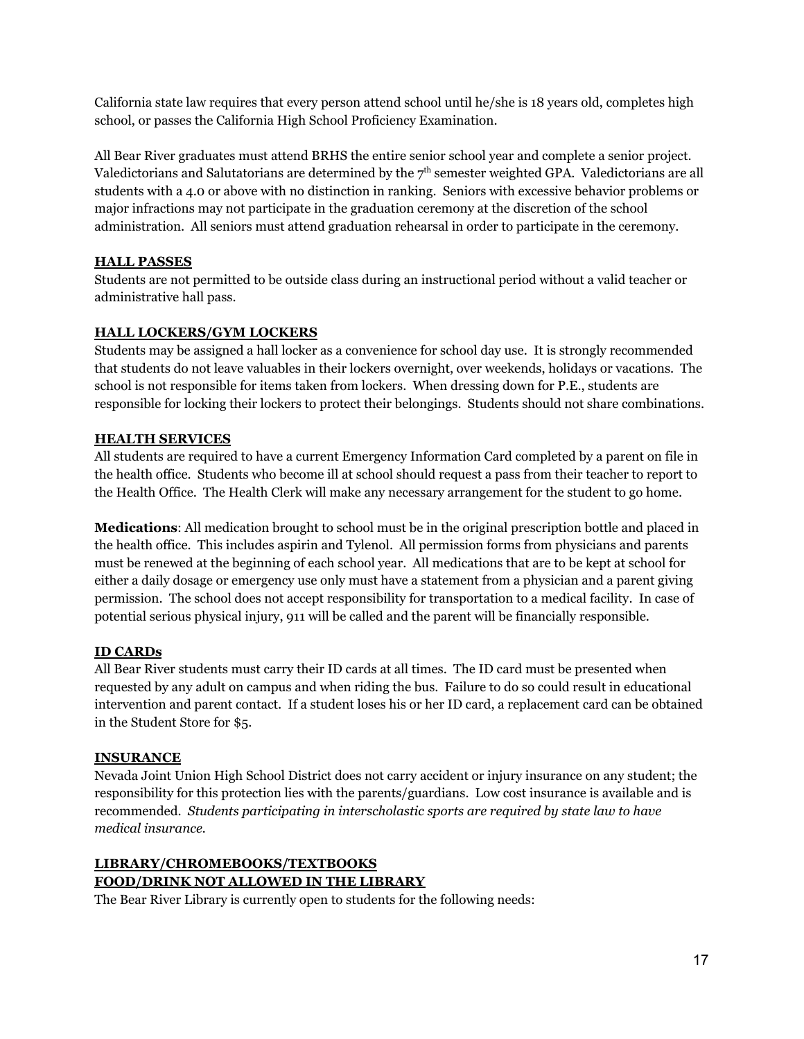California state law requires that every person attend school until he/she is 18 years old, completes high school, or passes the California High School Proficiency Examination.

All Bear River graduates must attend BRHS the entire senior school year and complete a senior project. Valedictorians and Salutatorians are determined by the 7th semester weighted GPA. Valedictorians are all students with a 4.0 or above with no distinction in ranking. Seniors with excessive behavior problems or major infractions may not participate in the graduation ceremony at the discretion of the school administration. All seniors must attend graduation rehearsal in order to participate in the ceremony.

## HALL PASSES

Students are not permitted to be outside class during an instructional period without a valid teacher or administrative hall pass.

## HALL LOCKERS/GYM LOCKERS

Students may be assigned a hall locker as a convenience for school day use. It is strongly recommended that students do not leave valuables in their lockers overnight, over weekends, holidays or vacations. The school is not responsible for items taken from lockers. When dressing down for P.E., students are responsible for locking their lockers to protect their belongings. Students should not share combinations.

## HEALTH SERVICES

All students are required to have a current Emergency Information Card completed by a parent on file in the health office. Students who become ill at school should request a pass from their teacher to report to the Health Office. The Health Clerk will make any necessary arrangement for the student to go home.

**Medications**: All medication brought to school must be in the original prescription bottle and placed in the health office. This includes aspirin and Tylenol. All permission forms from physicians and parents must be renewed at the beginning of each school year. All medications that are to be kept at school for either a daily dosage or emergency use only must have a statement from a physician and a parent giving permission. The school does not accept responsibility for transportation to a medical facility. In case of potential serious physical injury, 911 will be called and the parent will be financially responsible.

## ID CARDs

All Bear River students must carry their ID cards at all times. The ID card must be presented when requested by any adult on campus and when riding the bus. Failure to do so could result in educational intervention and parent contact. If a student loses his or her ID card, a replacement card can be obtained in the Student Store for $5.

## INSURANCE

Nevada Joint Union High School District does not carry accident or injury insurance on any student; the responsibility for this protection lies with the parents/guardians. Low cost insurance is available and is recommended. *Students participating in interscholastic sports are required by state law to have medical insurance.*

## LIBRARY/CHROMEBOOKS/TEXTBOOKS
## FOOD/DRINK NOT ALLOWED IN THE LIBRARY

The Bear River Library is currently open to students for the following needs: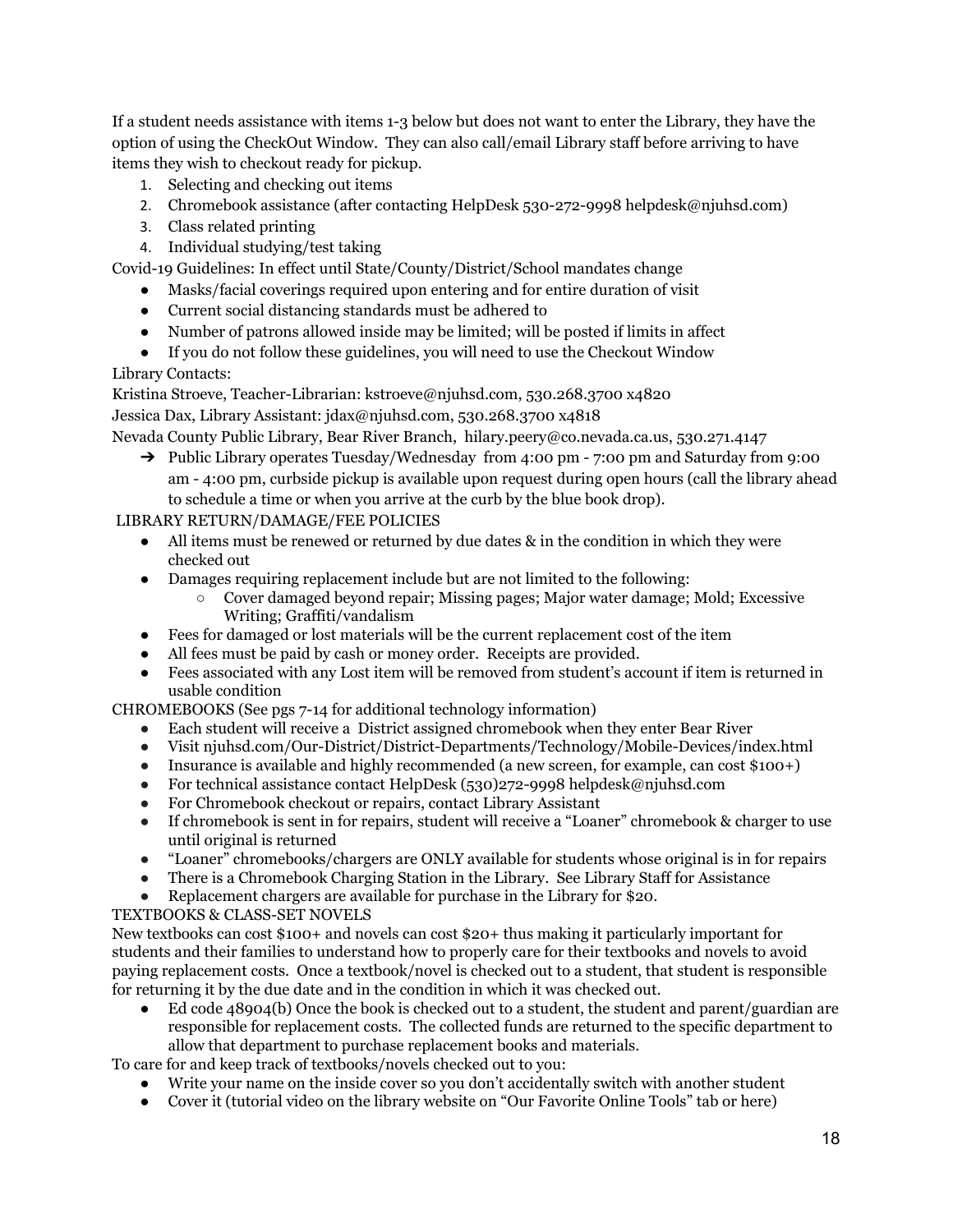If a student needs assistance with items 1-3 below but does not want to enter the Library, they have the option of using the CheckOut Window. They can also call/email Library staff before arriving to have items they wish to checkout ready for pickup.

1. Selecting and checking out items
2. Chromebook assistance (after contacting HelpDesk 530-272-9998 helpdesk@njuhsd.com)
3. Class related printing
4. Individual studying/test taking

Covid-19 Guidelines: In effect until State/County/District/School mandates change

- Masks/facial coverings required upon entering and for entire duration of visit
- Current social distancing standards must be adhered to
- Number of patrons allowed inside may be limited; will be posted if limits in affect
- If you do not follow these guidelines, you will need to use the Checkout Window

Library Contacts:

Kristina Stroeve, Teacher-Librarian: kstroeve@njuhsd.com, 530.268.3700 x4820

Jessica Dax, Library Assistant: jdax@njuhsd.com, 530.268.3700 x4818

Nevada County Public Library, Bear River Branch, hilary.peery@co.nevada.ca.us, 530.271.4147

- ➔ Public Library operates Tuesday/Wednesday from 4:00 pm - 7:00 pm and Saturday from 9:00 am - 4:00 pm, curbside pickup is available upon request during open hours (call the library ahead to schedule a time or when you arrive at the curb by the blue book drop).

LIBRARY RETURN/DAMAGE/FEE POLICIES

- All items must be renewed or returned by due dates & in the condition in which they were checked out
- Damages requiring replacement include but are not limited to the following:
    - Cover damaged beyond repair; Missing pages; Major water damage; Mold; Excessive Writing; Graffiti/vandalism
- Fees for damaged or lost materials will be the current replacement cost of the item
- All fees must be paid by cash or money order. Receipts are provided.
- Fees associated with any Lost item will be removed from student's account if item is returned in usable condition

CHROMEBOOKS (See pgs 7-14 for additional technology information)

- Each student will receive a District assigned chromebook when they enter Bear River
- Visit njuhsd.com/Our-District/District-Departments/Technology/Mobile-Devices/index.html
- Insurance is available and highly recommended (a new screen, for example, can cost $100+)
- For technical assistance contact HelpDesk (530)272-9998 helpdesk@njuhsd.com
- For Chromebook checkout or repairs, contact Library Assistant
- If chromebook is sent in for repairs, student will receive a "Loaner" chromebook & charger to use until original is returned
- "Loaner" chromebooks/chargers are ONLY available for students whose original is in for repairs
- There is a Chromebook Charging Station in the Library. See Library Staff for Assistance
- Replacement chargers are available for purchase in the Library for $20.

TEXTBOOKS & CLASS-SET NOVELS

New textbooks can cost $100+ and novels can cost $20+ thus making it particularly important for students and their families to understand how to properly care for their textbooks and novels to avoid paying replacement costs. Once a textbook/novel is checked out to a student, that student is responsible for returning it by the due date and in the condition in which it was checked out.

- Ed code 48904(b) Once the book is checked out to a student, the student and parent/guardian are responsible for replacement costs. The collected funds are returned to the specific department to allow that department to purchase replacement books and materials.

To care for and keep track of textbooks/novels checked out to you:

- Write your name on the inside cover so you don't accidentally switch with another student
- Cover it (tutorial video on the library website on "Our Favorite Online Tools" tab or here)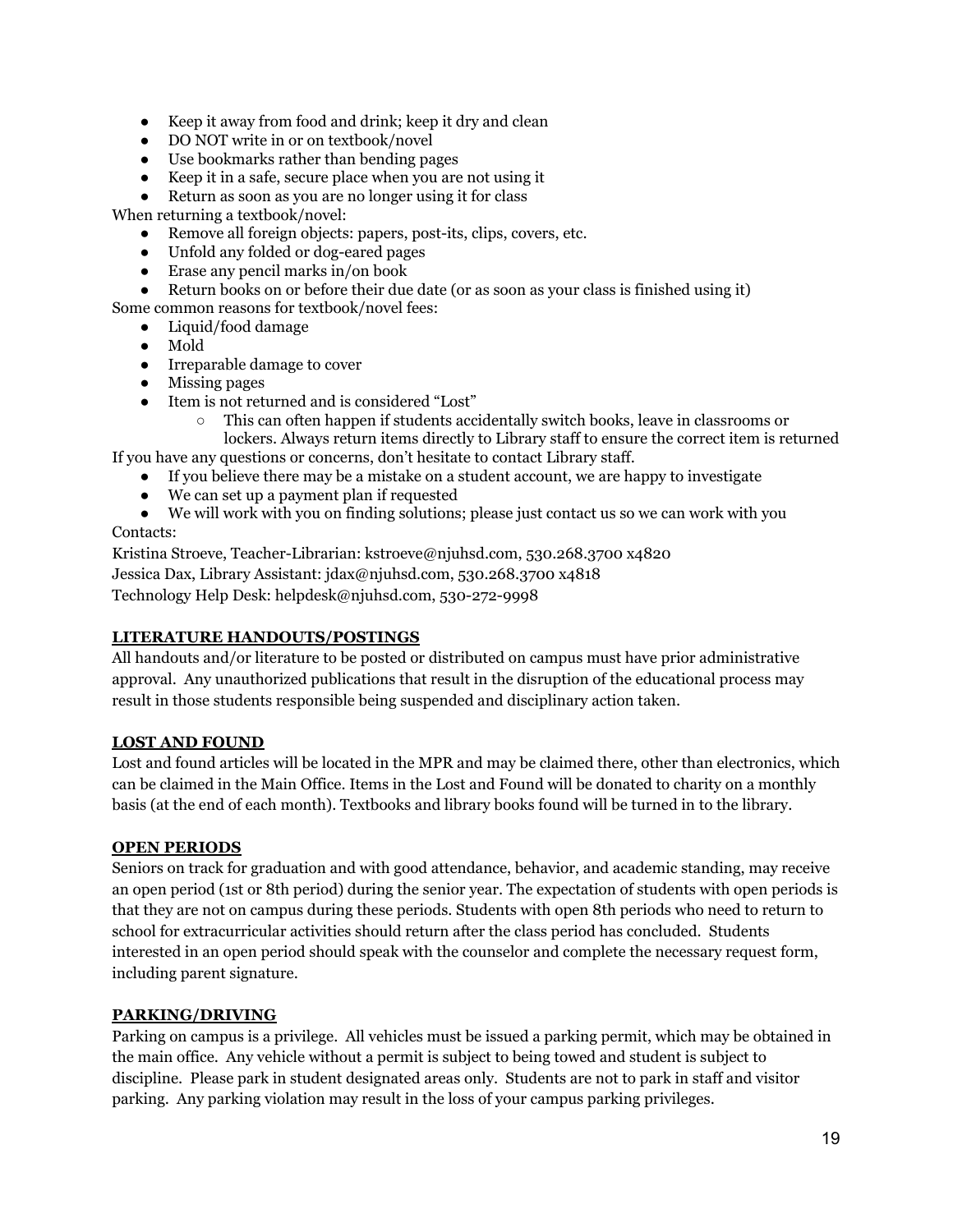- Keep it away from food and drink; keep it dry and clean
- DO NOT write in or on textbook/novel
- Use bookmarks rather than bending pages
- Keep it in a safe, secure place when you are not using it
- Return as soon as you are no longer using it for class

When returning a textbook/novel:

- Remove all foreign objects: papers, post-its, clips, covers, etc.
- Unfold any folded or dog-eared pages
- Erase any pencil marks in/on book
- Return books on or before their due date (or as soon as your class is finished using it)

Some common reasons for textbook/novel fees:

- Liquid/food damage
- Mold
- Irreparable damage to cover
- Missing pages
- Item is not returned and is considered "Lost"
  - This can often happen if students accidentally switch books, leave in classrooms or lockers. Always return items directly to Library staff to ensure the correct item is returned

If you have any questions or concerns, don't hesitate to contact Library staff.

- If you believe there may be a mistake on a student account, we are happy to investigate
- We can set up a payment plan if requested
- We will work with you on finding solutions; please just contact us so we can work with you

Contacts:

Kristina Stroeve, Teacher-Librarian: kstroeve@njuhsd.com, 530.268.3700 x4820
Jessica Dax, Library Assistant: jdax@njuhsd.com, 530.268.3700 x4818
Technology Help Desk: helpdesk@njuhsd.com, 530-272-9998

## LITERATURE HANDOUTS/POSTINGS

All handouts and/or literature to be posted or distributed on campus must have prior administrative approval. Any unauthorized publications that result in the disruption of the educational process may result in those students responsible being suspended and disciplinary action taken.

## LOST AND FOUND

Lost and found articles will be located in the MPR and may be claimed there, other than electronics, which can be claimed in the Main Office. Items in the Lost and Found will be donated to charity on a monthly basis (at the end of each month). Textbooks and library books found will be turned in to the library.

## OPEN PERIODS

Seniors on track for graduation and with good attendance, behavior, and academic standing, may receive an open period (1st or 8th period) during the senior year. The expectation of students with open periods is that they are not on campus during these periods. Students with open 8th periods who need to return to school for extracurricular activities should return after the class period has concluded. Students interested in an open period should speak with the counselor and complete the necessary request form, including parent signature.

## PARKING/DRIVING

Parking on campus is a privilege. All vehicles must be issued a parking permit, which may be obtained in the main office. Any vehicle without a permit is subject to being towed and student is subject to discipline. Please park in student designated areas only. Students are not to park in staff and visitor parking. Any parking violation may result in the loss of your campus parking privileges.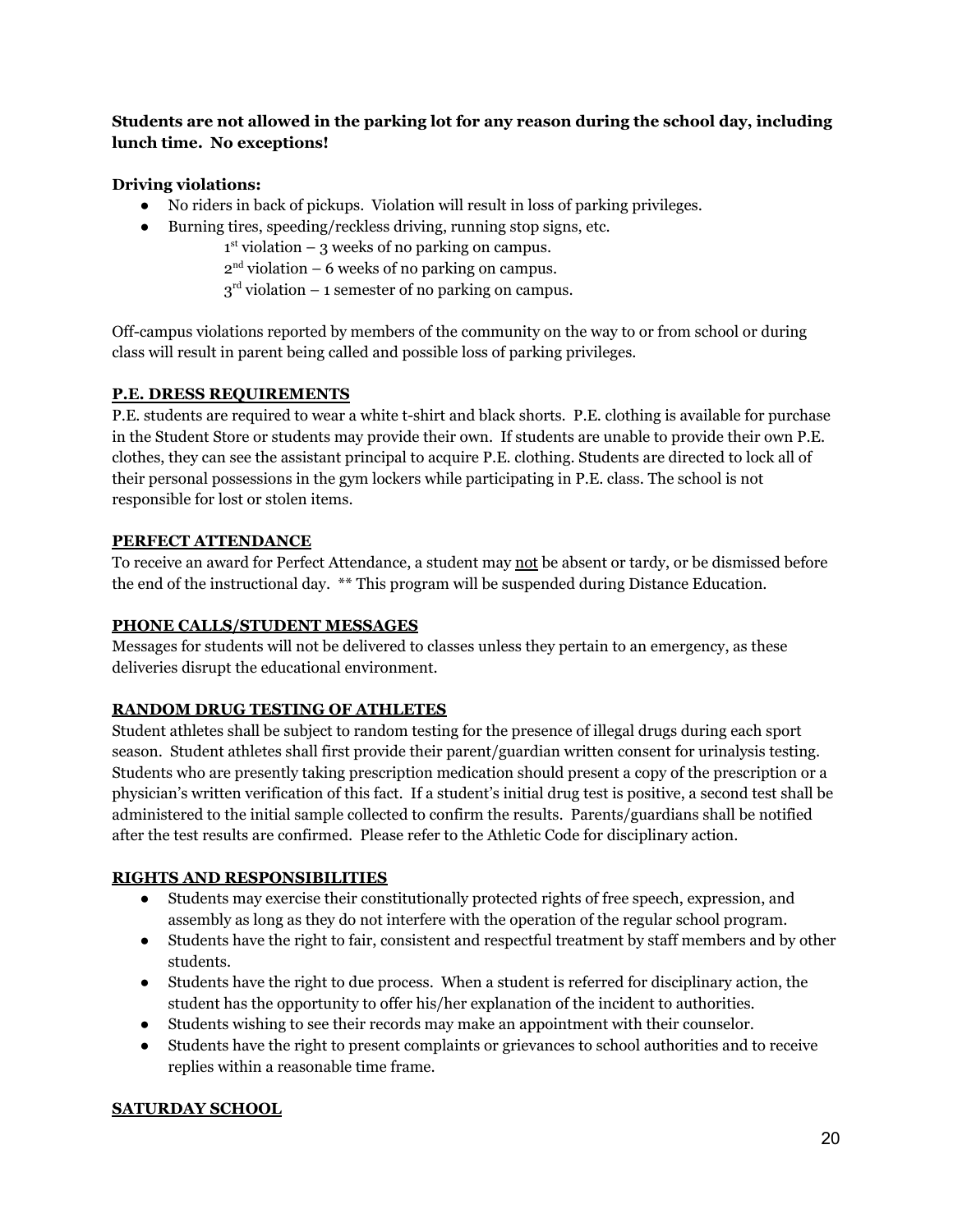**Students are not allowed in the parking lot for any reason during the school day, including lunch time. No exceptions!**

**Driving violations:**

- No riders in back of pickups. Violation will result in loss of parking privileges.
- Burning tires, speeding/reckless driving, running stop signs, etc.
  - 1st violation – 3 weeks of no parking on campus.
  - 2nd violation – 6 weeks of no parking on campus.
  - 3rd violation – 1 semester of no parking on campus.

Off-campus violations reported by members of the community on the way to or from school or during class will result in parent being called and possible loss of parking privileges.

**P.E. DRESS REQUIREMENTS**

P.E. students are required to wear a white t-shirt and black shorts. P.E. clothing is available for purchase in the Student Store or students may provide their own. If students are unable to provide their own P.E. clothes, they can see the assistant principal to acquire P.E. clothing. Students are directed to lock all of their personal possessions in the gym lockers while participating in P.E. class. The school is not responsible for lost or stolen items.

**PERFECT ATTENDANCE**

To receive an award for Perfect Attendance, a student may not be absent or tardy, or be dismissed before the end of the instructional day. ** This program will be suspended during Distance Education.

**PHONE CALLS/STUDENT MESSAGES**

Messages for students will not be delivered to classes unless they pertain to an emergency, as these deliveries disrupt the educational environment.

**RANDOM DRUG TESTING OF ATHLETES**

Student athletes shall be subject to random testing for the presence of illegal drugs during each sport season. Student athletes shall first provide their parent/guardian written consent for urinalysis testing. Students who are presently taking prescription medication should present a copy of the prescription or a physician's written verification of this fact. If a student's initial drug test is positive, a second test shall be administered to the initial sample collected to confirm the results. Parents/guardians shall be notified after the test results are confirmed. Please refer to the Athletic Code for disciplinary action.

**RIGHTS AND RESPONSIBILITIES**

- Students may exercise their constitutionally protected rights of free speech, expression, and assembly as long as they do not interfere with the operation of the regular school program.
- Students have the right to fair, consistent and respectful treatment by staff members and by other students.
- Students have the right to due process. When a student is referred for disciplinary action, the student has the opportunity to offer his/her explanation of the incident to authorities.
- Students wishing to see their records may make an appointment with their counselor.
- Students have the right to present complaints or grievances to school authorities and to receive replies within a reasonable time frame.

**SATURDAY SCHOOL**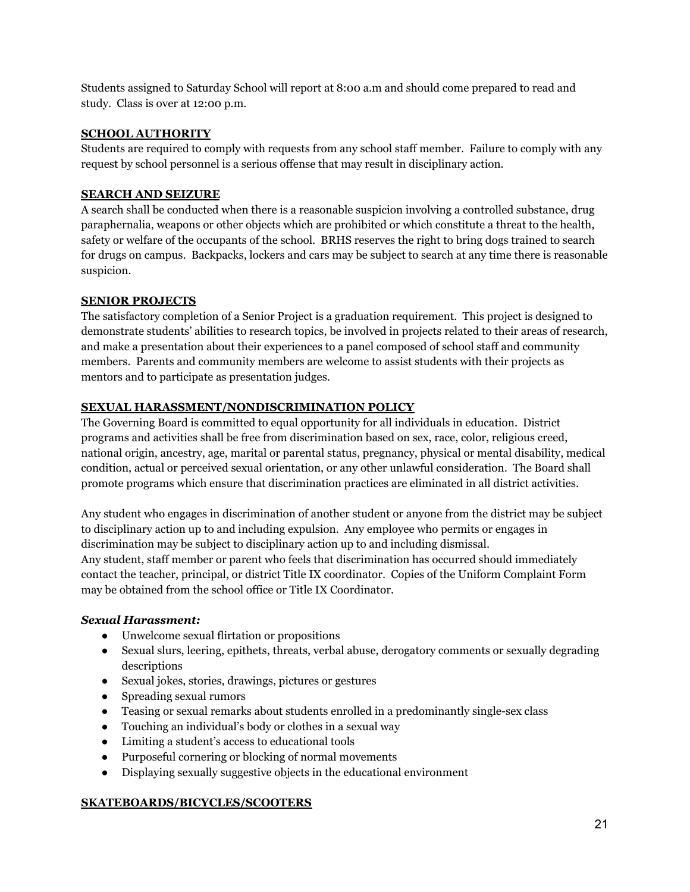Students assigned to Saturday School will report at 8:00 a.m and should come prepared to read and study. Class is over at 12:00 p.m.

## SCHOOL AUTHORITY

Students are required to comply with requests from any school staff member. Failure to comply with any request by school personnel is a serious offense that may result in disciplinary action.

## SEARCH AND SEIZURE

A search shall be conducted when there is a reasonable suspicion involving a controlled substance, drug paraphernalia, weapons or other objects which are prohibited or which constitute a threat to the health, safety or welfare of the occupants of the school. BRHS reserves the right to bring dogs trained to search for drugs on campus. Backpacks, lockers and cars may be subject to search at any time there is reasonable suspicion.

## SENIOR PROJECTS

The satisfactory completion of a Senior Project is a graduation requirement. This project is designed to demonstrate students' abilities to research topics, be involved in projects related to their areas of research, and make a presentation about their experiences to a panel composed of school staff and community members. Parents and community members are welcome to assist students with their projects as mentors and to participate as presentation judges.

## SEXUAL HARASSMENT/NONDISCRIMINATION POLICY

The Governing Board is committed to equal opportunity for all individuals in education. District programs and activities shall be free from discrimination based on sex, race, color, religious creed, national origin, ancestry, age, marital or parental status, pregnancy, physical or mental disability, medical condition, actual or perceived sexual orientation, or any other unlawful consideration. The Board shall promote programs which ensure that discrimination practices are eliminated in all district activities.

Any student who engages in discrimination of another student or anyone from the district may be subject to disciplinary action up to and including expulsion. Any employee who permits or engages in discrimination may be subject to disciplinary action up to and including dismissal.
Any student, staff member or parent who feels that discrimination has occurred should immediately contact the teacher, principal, or district Title IX coordinator. Copies of the Uniform Complaint Form may be obtained from the school office or Title IX Coordinator.

***Sexual Harassment:***

- Unwelcome sexual flirtation or propositions
- Sexual slurs, leering, epithets, threats, verbal abuse, derogatory comments or sexually degrading descriptions
- Sexual jokes, stories, drawings, pictures or gestures
- Spreading sexual rumors
- Teasing or sexual remarks about students enrolled in a predominantly single-sex class
- Touching an individual's body or clothes in a sexual way
- Limiting a student's access to educational tools
- Purposeful cornering or blocking of normal movements
- Displaying sexually suggestive objects in the educational environment

## SKATEBOARDS/BICYCLES/SCOOTERS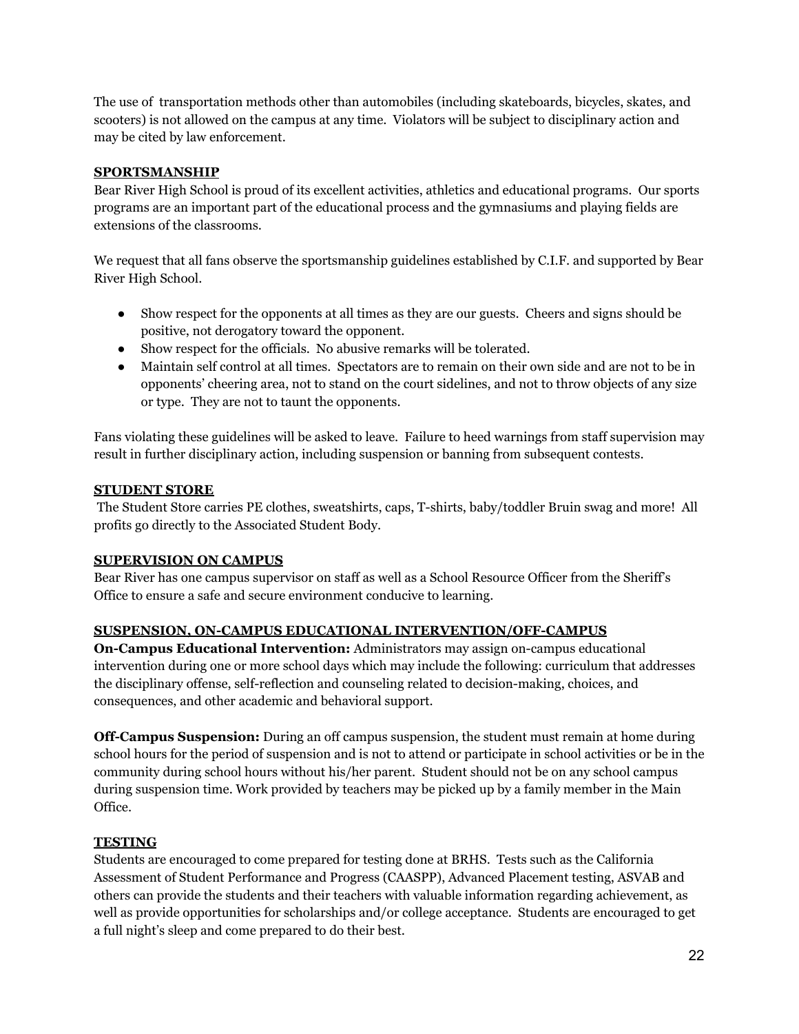The use of transportation methods other than automobiles (including skateboards, bicycles, skates, and scooters) is not allowed on the campus at any time. Violators will be subject to disciplinary action and may be cited by law enforcement.

## SPORTSMANSHIP

Bear River High School is proud of its excellent activities, athletics and educational programs. Our sports programs are an important part of the educational process and the gymnasiums and playing fields are extensions of the classrooms.

We request that all fans observe the sportsmanship guidelines established by C.I.F. and supported by Bear River High School.

- Show respect for the opponents at all times as they are our guests. Cheers and signs should be positive, not derogatory toward the opponent.
- Show respect for the officials. No abusive remarks will be tolerated.
- Maintain self control at all times. Spectators are to remain on their own side and are not to be in opponents' cheering area, not to stand on the court sidelines, and not to throw objects of any size or type. They are not to taunt the opponents.

Fans violating these guidelines will be asked to leave. Failure to heed warnings from staff supervision may result in further disciplinary action, including suspension or banning from subsequent contests.

## STUDENT STORE

The Student Store carries PE clothes, sweatshirts, caps, T-shirts, baby/toddler Bruin swag and more! All profits go directly to the Associated Student Body.

## SUPERVISION ON CAMPUS

Bear River has one campus supervisor on staff as well as a School Resource Officer from the Sheriff's Office to ensure a safe and secure environment conducive to learning.

## SUSPENSION, ON-CAMPUS EDUCATIONAL INTERVENTION/OFF-CAMPUS

**On-Campus Educational Intervention:** Administrators may assign on-campus educational intervention during one or more school days which may include the following: curriculum that addresses the disciplinary offense, self-reflection and counseling related to decision-making, choices, and consequences, and other academic and behavioral support.

**Off-Campus Suspension:** During an off campus suspension, the student must remain at home during school hours for the period of suspension and is not to attend or participate in school activities or be in the community during school hours without his/her parent. Student should not be on any school campus during suspension time. Work provided by teachers may be picked up by a family member in the Main Office.

## TESTING

Students are encouraged to come prepared for testing done at BRHS. Tests such as the California Assessment of Student Performance and Progress (CAASPP), Advanced Placement testing, ASVAB and others can provide the students and their teachers with valuable information regarding achievement, as well as provide opportunities for scholarships and/or college acceptance. Students are encouraged to get a full night's sleep and come prepared to do their best.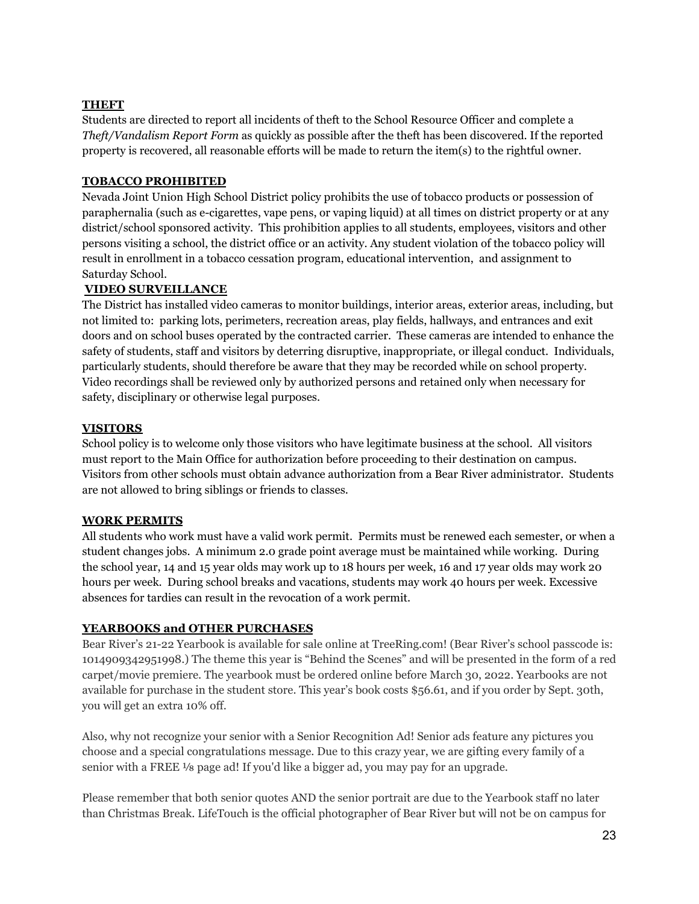## THEFT

Students are directed to report all incidents of theft to the School Resource Officer and complete a *Theft/Vandalism Report Form* as quickly as possible after the theft has been discovered. If the reported property is recovered, all reasonable efforts will be made to return the item(s) to the rightful owner.

## TOBACCO PROHIBITED

Nevada Joint Union High School District policy prohibits the use of tobacco products or possession of paraphernalia (such as e-cigarettes, vape pens, or vaping liquid) at all times on district property or at any district/school sponsored activity. This prohibition applies to all students, employees, visitors and other persons visiting a school, the district office or an activity. Any student violation of the tobacco policy will result in enrollment in a tobacco cessation program, educational intervention, and assignment to Saturday School.

## VIDEO SURVEILLANCE

The District has installed video cameras to monitor buildings, interior areas, exterior areas, including, but not limited to: parking lots, perimeters, recreation areas, play fields, hallways, and entrances and exit doors and on school buses operated by the contracted carrier. These cameras are intended to enhance the safety of students, staff and visitors by deterring disruptive, inappropriate, or illegal conduct. Individuals, particularly students, should therefore be aware that they may be recorded while on school property. Video recordings shall be reviewed only by authorized persons and retained only when necessary for safety, disciplinary or otherwise legal purposes.

## VISITORS

School policy is to welcome only those visitors who have legitimate business at the school. All visitors must report to the Main Office for authorization before proceeding to their destination on campus. Visitors from other schools must obtain advance authorization from a Bear River administrator. Students are not allowed to bring siblings or friends to classes.

## WORK PERMITS

All students who work must have a valid work permit. Permits must be renewed each semester, or when a student changes jobs. A minimum 2.0 grade point average must be maintained while working. During the school year, 14 and 15 year olds may work up to 18 hours per week, 16 and 17 year olds may work 20 hours per week. During school breaks and vacations, students may work 40 hours per week. Excessive absences for tardies can result in the revocation of a work permit.

## YEARBOOKS and OTHER PURCHASES

Bear River's 21-22 Yearbook is available for sale online at TreeRing.com! (Bear River's school passcode is: 1014909342951998.) The theme this year is "Behind the Scenes" and will be presented in the form of a red carpet/movie premiere. The yearbook must be ordered online before March 30, 2022. Yearbooks are not available for purchase in the student store. This year's book costs $56.61, and if you order by Sept. 30th, you will get an extra 10% off.

Also, why not recognize your senior with a Senior Recognition Ad! Senior ads feature any pictures you choose and a special congratulations message. Due to this crazy year, we are gifting every family of a senior with a FREE ⅛ page ad! If you'd like a bigger ad, you may pay for an upgrade.

Please remember that both senior quotes AND the senior portrait are due to the Yearbook staff no later than Christmas Break. LifeTouch is the official photographer of Bear River but will not be on campus for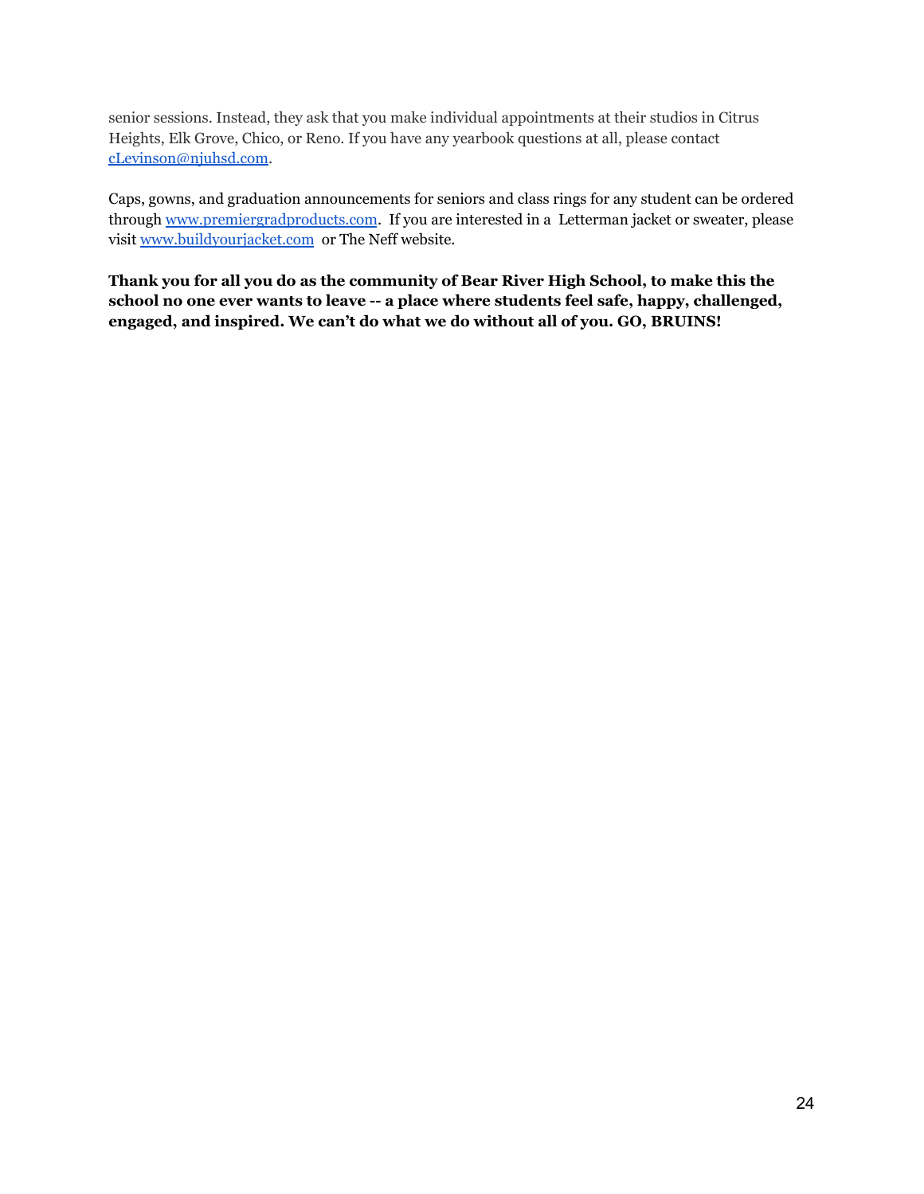senior sessions. Instead, they ask that you make individual appointments at their studios in Citrus Heights, Elk Grove, Chico, or Reno. If you have any yearbook questions at all, please contact cLevinson@njuhsd.com.

Caps, gowns, and graduation announcements for seniors and class rings for any student can be ordered through www.premiergradproducts.com. If you are interested in a Letterman jacket or sweater, please visit www.buildyourjacket.com or The Neff website.

**Thank you for all you do as the community of Bear River High School, to make this the school no one ever wants to leave -- a place where students feel safe, happy, challenged, engaged, and inspired. We can't do what we do without all of you. GO, BRUINS!**